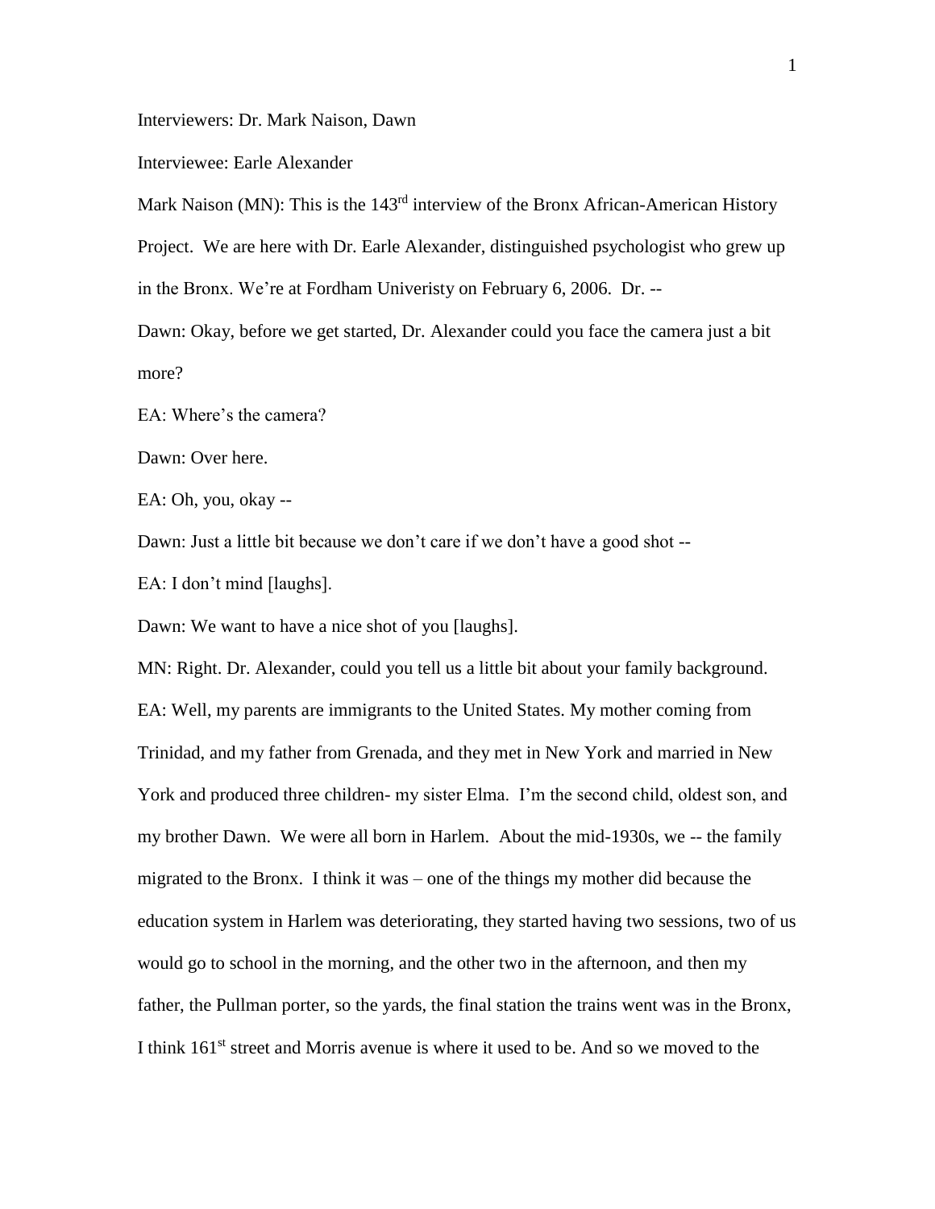Interviewers: Dr. Mark Naison, Dawn

Interviewee: Earle Alexander

Mark Naison (MN): This is the 143rd interview of the Bronx African-American History Project. We are here with Dr. Earle Alexander, distinguished psychologist who grew up in the Bronx. We're at Fordham Univeristy on February 6, 2006. Dr. --

Dawn: Okay, before we get started, Dr. Alexander could you face the camera just a bit more?

EA: Where's the camera?

Dawn: Over here.

EA: Oh, you, okay --

Dawn: Just a little bit because we don't care if we don't have a good shot --

EA: I don't mind [laughs].

Dawn: We want to have a nice shot of you [laughs].

MN: Right. Dr. Alexander, could you tell us a little bit about your family background.

EA: Well, my parents are immigrants to the United States. My mother coming from Trinidad, and my father from Grenada, and they met in New York and married in New York and produced three children- my sister Elma. I'm the second child, oldest son, and my brother Dawn. We were all born in Harlem. About the mid-1930s, we -- the family migrated to the Bronx. I think it was – one of the things my mother did because the education system in Harlem was deteriorating, they started having two sessions, two of us would go to school in the morning, and the other two in the afternoon, and then my father, the Pullman porter, so the yards, the final station the trains went was in the Bronx, I think 161st street and Morris avenue is where it used to be. And so we moved to the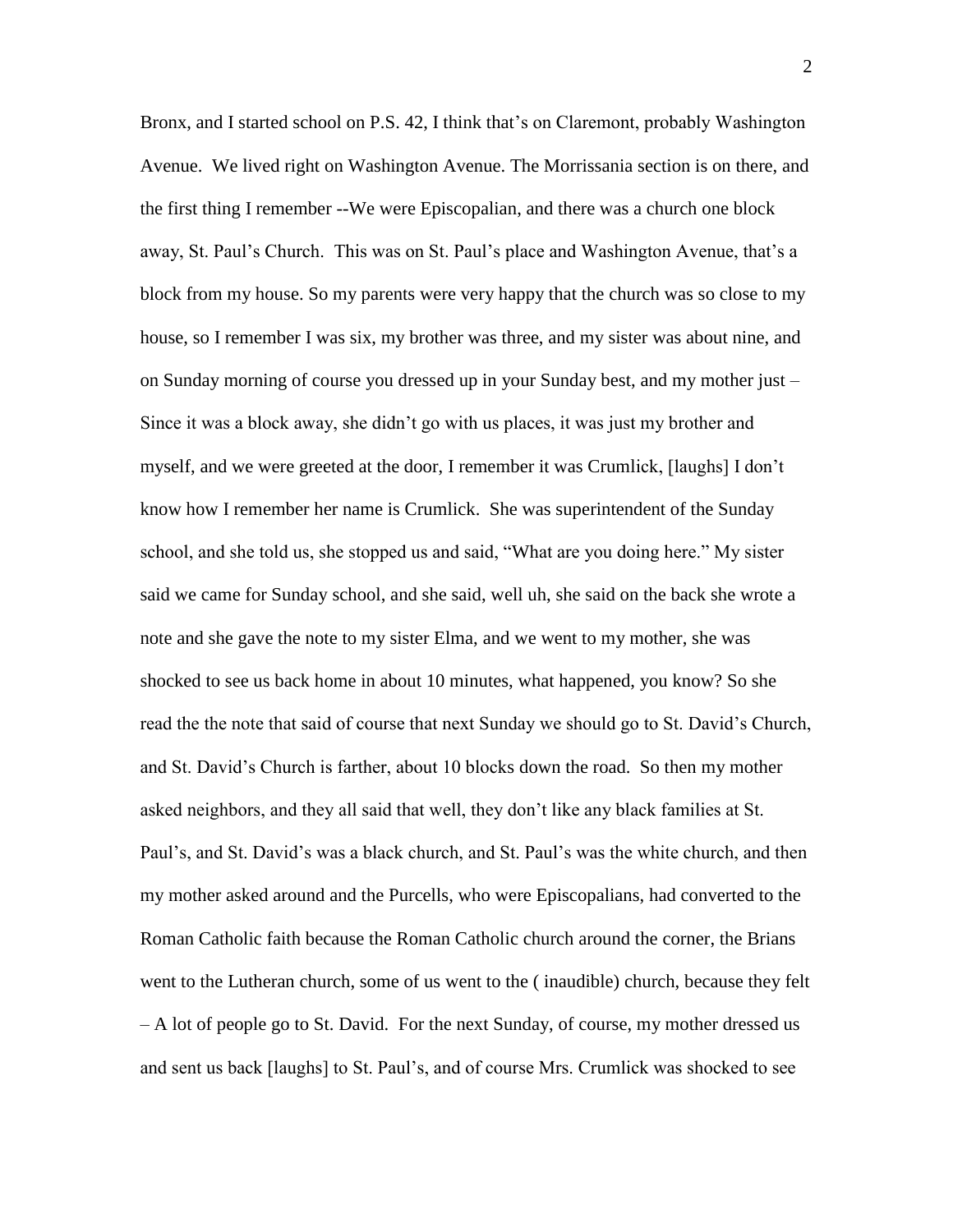Bronx, and I started school on P.S. 42, I think that's on Claremont, probably Washington Avenue. We lived right on Washington Avenue. The Morrissania section is on there, and the first thing I remember --We were Episcopalian, and there was a church one block away, St. Paul's Church. This was on St. Paul's place and Washington Avenue, that's a block from my house. So my parents were very happy that the church was so close to my house, so I remember I was six, my brother was three, and my sister was about nine, and on Sunday morning of course you dressed up in your Sunday best, and my mother just – Since it was a block away, she didn't go with us places, it was just my brother and myself, and we were greeted at the door, I remember it was Crumlick, [laughs] I don't know how I remember her name is Crumlick. She was superintendent of the Sunday school, and she told us, she stopped us and said, "What are you doing here." My sister said we came for Sunday school, and she said, well uh, she said on the back she wrote a note and she gave the note to my sister Elma, and we went to my mother, she was shocked to see us back home in about 10 minutes, what happened, you know? So she read the the note that said of course that next Sunday we should go to St. David's Church, and St. David's Church is farther, about 10 blocks down the road. So then my mother asked neighbors, and they all said that well, they don't like any black families at St. Paul's, and St. David's was a black church, and St. Paul's was the white church, and then my mother asked around and the Purcells, who were Episcopalians, had converted to the Roman Catholic faith because the Roman Catholic church around the corner, the Brians went to the Lutheran church, some of us went to the ( inaudible) church, because they felt – A lot of people go to St. David. For the next Sunday, of course, my mother dressed us and sent us back [laughs] to St. Paul's, and of course Mrs. Crumlick was shocked to see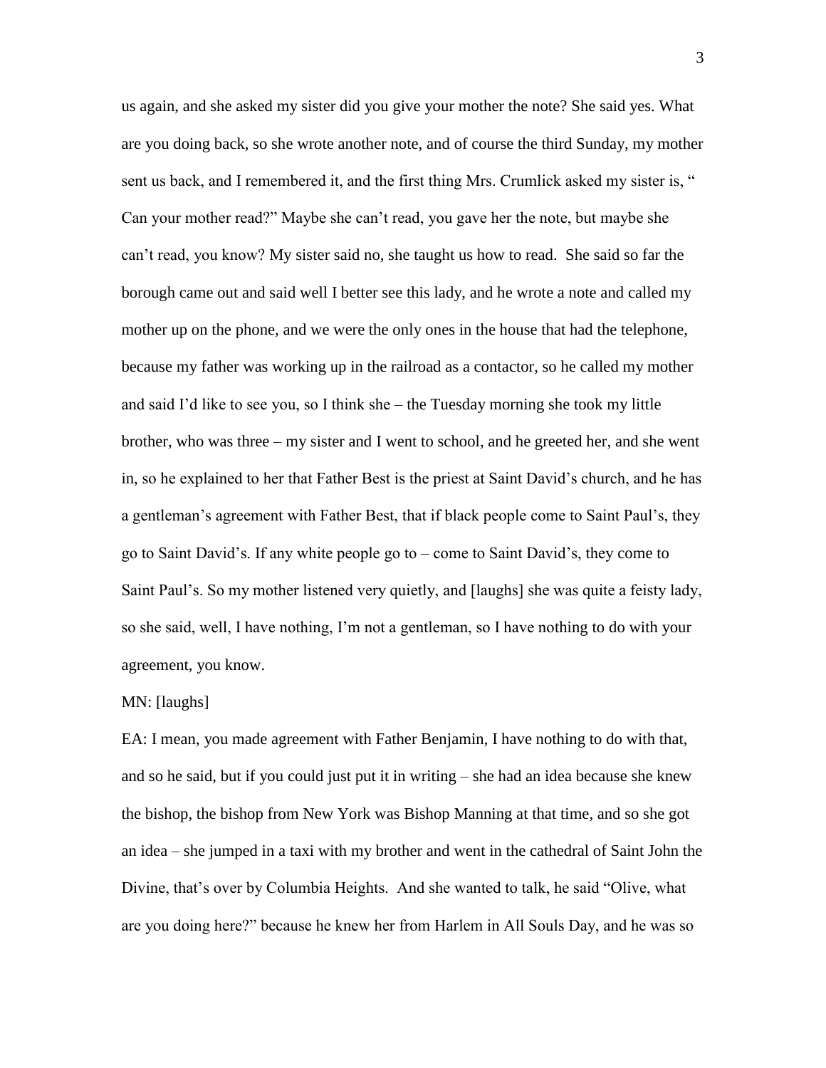us again, and she asked my sister did you give your mother the note? She said yes. What are you doing back, so she wrote another note, and of course the third Sunday, my mother sent us back, and I remembered it, and the first thing Mrs. Crumlick asked my sister is, " Can your mother read?" Maybe she can't read, you gave her the note, but maybe she can't read, you know? My sister said no, she taught us how to read. She said so far the borough came out and said well I better see this lady, and he wrote a note and called my mother up on the phone, and we were the only ones in the house that had the telephone, because my father was working up in the railroad as a contactor, so he called my mother and said I'd like to see you, so I think she – the Tuesday morning she took my little brother, who was three – my sister and I went to school, and he greeted her, and she went in, so he explained to her that Father Best is the priest at Saint David's church, and he has a gentleman's agreement with Father Best, that if black people come to Saint Paul's, they go to Saint David's. If any white people go to – come to Saint David's, they come to Saint Paul's. So my mother listened very quietly, and [laughs] she was quite a feisty lady, so she said, well, I have nothing, I'm not a gentleman, so I have nothing to do with your agreement, you know.

MN: [laughs]

EA: I mean, you made agreement with Father Benjamin, I have nothing to do with that, and so he said, but if you could just put it in writing – she had an idea because she knew the bishop, the bishop from New York was Bishop Manning at that time, and so she got an idea – she jumped in a taxi with my brother and went in the cathedral of Saint John the Divine, that's over by Columbia Heights. And she wanted to talk, he said "Olive, what are you doing here?" because he knew her from Harlem in All Souls Day, and he was so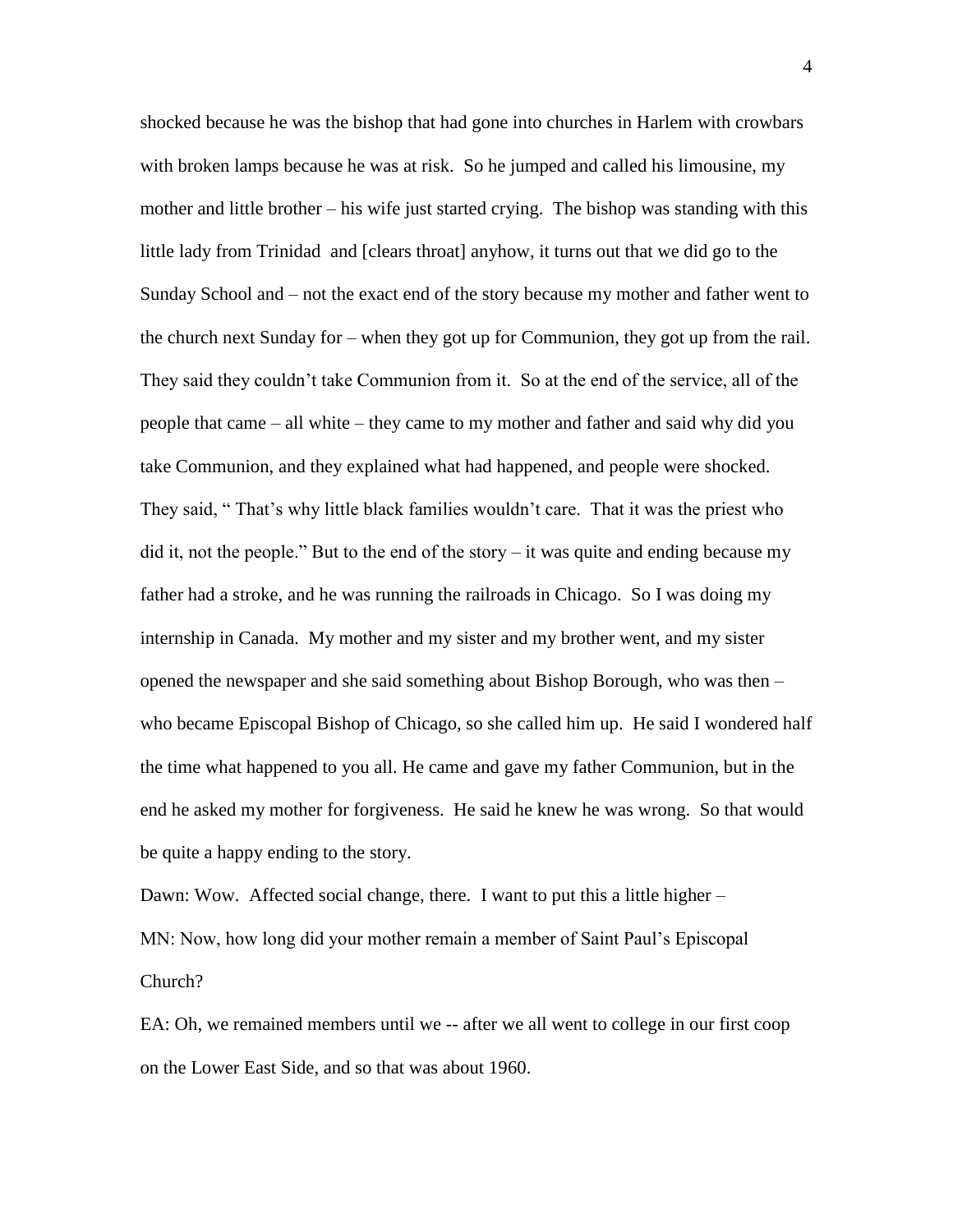shocked because he was the bishop that had gone into churches in Harlem with crowbars with broken lamps because he was at risk. So he jumped and called his limousine, my mother and little brother – his wife just started crying. The bishop was standing with this little lady from Trinidad and [clears throat] anyhow, it turns out that we did go to the Sunday School and – not the exact end of the story because my mother and father went to the church next Sunday for – when they got up for Communion, they got up from the rail. They said they couldn't take Communion from it. So at the end of the service, all of the people that came – all white – they came to my mother and father and said why did you take Communion, and they explained what had happened, and people were shocked. They said, " That's why little black families wouldn't care. That it was the priest who did it, not the people." But to the end of the story – it was quite and ending because my father had a stroke, and he was running the railroads in Chicago. So I was doing my internship in Canada. My mother and my sister and my brother went, and my sister opened the newspaper and she said something about Bishop Borough, who was then – who became Episcopal Bishop of Chicago, so she called him up. He said I wondered half the time what happened to you all. He came and gave my father Communion, but in the end he asked my mother for forgiveness. He said he knew he was wrong. So that would be quite a happy ending to the story.

Dawn: Wow. Affected social change, there. I want to put this a little higher –

MN: Now, how long did your mother remain a member of Saint Paul's Episcopal Church?

EA: Oh, we remained members until we -- after we all went to college in our first coop on the Lower East Side, and so that was about 1960.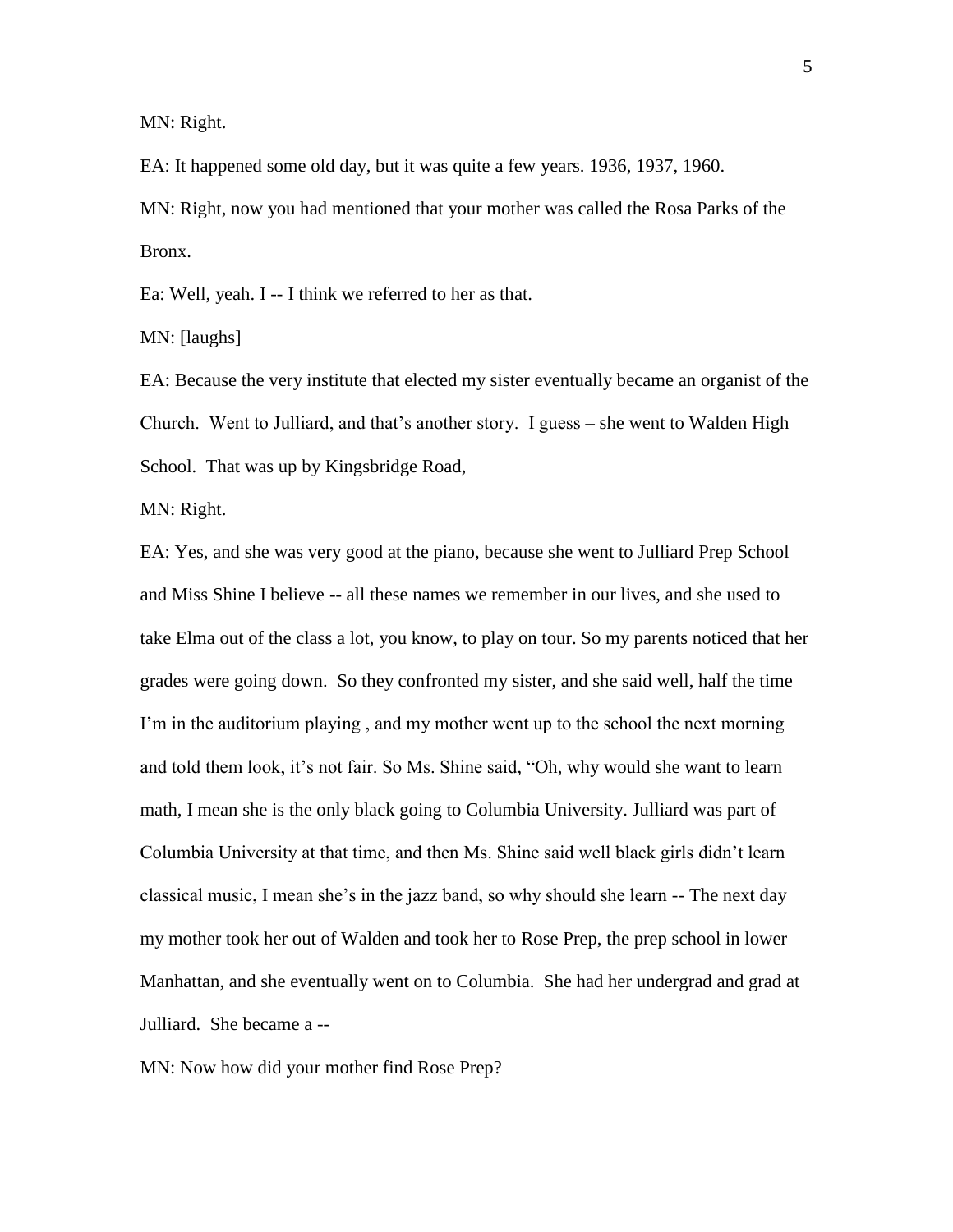MN: Right.

EA: It happened some old day, but it was quite a few years. 1936, 1937, 1960.

MN: Right, now you had mentioned that your mother was called the Rosa Parks of the Bronx.

Ea: Well, yeah. I -- I think we referred to her as that.

MN: [laughs]

EA: Because the very institute that elected my sister eventually became an organist of the Church. Went to Julliard, and that's another story. I guess – she went to Walden High School. That was up by Kingsbridge Road,

MN: Right.

EA: Yes, and she was very good at the piano, because she went to Julliard Prep School and Miss Shine I believe -- all these names we remember in our lives, and she used to take Elma out of the class a lot, you know, to play on tour. So my parents noticed that her grades were going down. So they confronted my sister, and she said well, half the time I'm in the auditorium playing , and my mother went up to the school the next morning and told them look, it's not fair. So Ms. Shine said, "Oh, why would she want to learn math, I mean she is the only black going to Columbia University. Julliard was part of Columbia University at that time, and then Ms. Shine said well black girls didn't learn classical music, I mean she's in the jazz band, so why should she learn -- The next day my mother took her out of Walden and took her to Rose Prep, the prep school in lower Manhattan, and she eventually went on to Columbia. She had her undergrad and grad at Julliard. She became a --

MN: Now how did your mother find Rose Prep?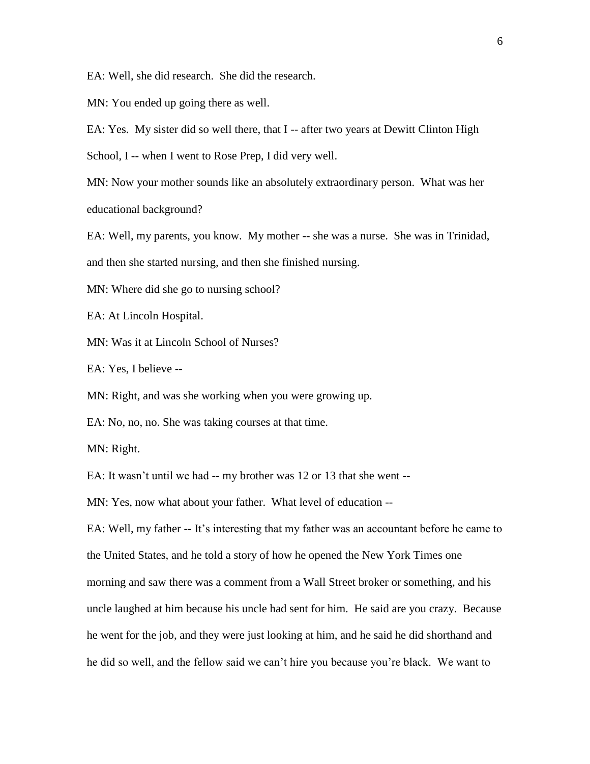EA: Well, she did research. She did the research.

MN: You ended up going there as well.

EA: Yes. My sister did so well there, that I -- after two years at Dewitt Clinton High School, I -- when I went to Rose Prep, I did very well.

MN: Now your mother sounds like an absolutely extraordinary person. What was her educational background?

EA: Well, my parents, you know. My mother -- she was a nurse. She was in Trinidad, and then she started nursing, and then she finished nursing.

MN: Where did she go to nursing school?

EA: At Lincoln Hospital.

MN: Was it at Lincoln School of Nurses?

EA: Yes, I believe --

MN: Right, and was she working when you were growing up.

EA: No, no, no. She was taking courses at that time.

MN: Right.

EA: It wasn't until we had -- my brother was 12 or 13 that she went --

MN: Yes, now what about your father. What level of education --

EA: Well, my father -- It's interesting that my father was an accountant before he came to the United States, and he told a story of how he opened the New York Times one morning and saw there was a comment from a Wall Street broker or something, and his uncle laughed at him because his uncle had sent for him. He said are you crazy. Because he went for the job, and they were just looking at him, and he said he did shorthand and he did so well, and the fellow said we can't hire you because you're black. We want to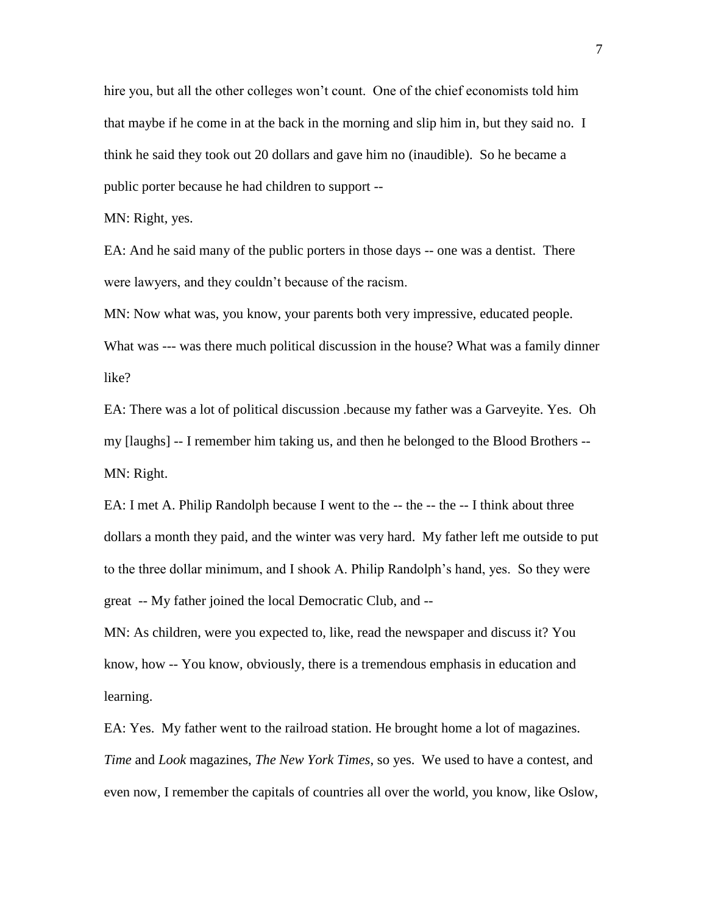hire you, but all the other colleges won't count. One of the chief economists told him that maybe if he come in at the back in the morning and slip him in, but they said no. I think he said they took out 20 dollars and gave him no (inaudible). So he became a public porter because he had children to support --

MN: Right, yes.

EA: And he said many of the public porters in those days -- one was a dentist. There were lawyers, and they couldn't because of the racism.

MN: Now what was, you know, your parents both very impressive, educated people. What was --- was there much political discussion in the house? What was a family dinner like?

EA: There was a lot of political discussion .because my father was a Garveyite. Yes. Oh my [laughs] -- I remember him taking us, and then he belonged to the Blood Brothers --

MN: Right.

EA: I met A. Philip Randolph because I went to the -- the -- the -- I think about three dollars a month they paid, and the winter was very hard. My father left me outside to put to the three dollar minimum, and I shook A. Philip Randolph's hand, yes. So they were great -- My father joined the local Democratic Club, and --

MN: As children, were you expected to, like, read the newspaper and discuss it? You know, how -- You know, obviously, there is a tremendous emphasis in education and learning.

EA: Yes. My father went to the railroad station. He brought home a lot of magazines. *Time* and *Look* magazines, *The New York Times*, so yes. We used to have a contest, and even now, I remember the capitals of countries all over the world, you know, like Oslow,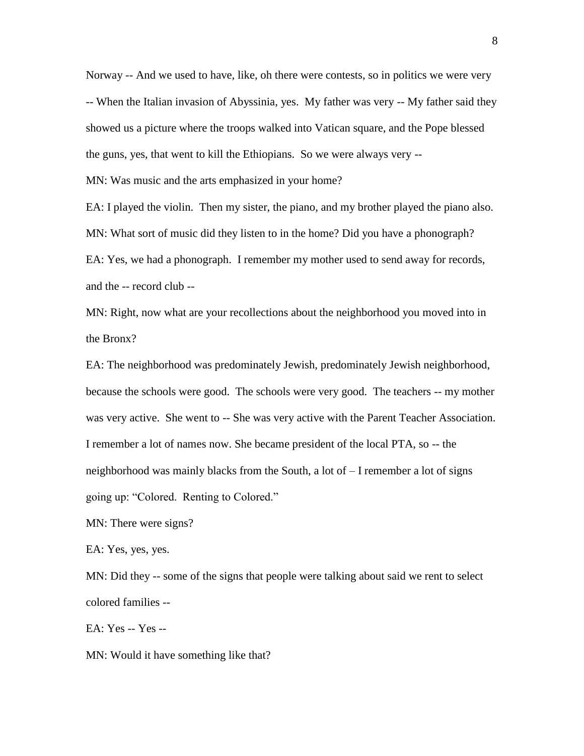Norway -- And we used to have, like, oh there were contests, so in politics we were very -- When the Italian invasion of Abyssinia, yes. My father was very -- My father said they showed us a picture where the troops walked into Vatican square, and the Pope blessed the guns, yes, that went to kill the Ethiopians. So we were always very --

MN: Was music and the arts emphasized in your home?

EA: I played the violin. Then my sister, the piano, and my brother played the piano also.

MN: What sort of music did they listen to in the home? Did you have a phonograph?

EA: Yes, we had a phonograph. I remember my mother used to send away for records, and the -- record club --

MN: Right, now what are your recollections about the neighborhood you moved into in the Bronx?

EA: The neighborhood was predominately Jewish, predominately Jewish neighborhood, because the schools were good. The schools were very good. The teachers -- my mother was very active. She went to -- She was very active with the Parent Teacher Association. I remember a lot of names now. She became president of the local PTA, so -- the neighborhood was mainly blacks from the South, a lot of – I remember a lot of signs going up: "Colored. Renting to Colored."

MN: There were signs?

EA: Yes, yes, yes.

MN: Did they -- some of the signs that people were talking about said we rent to select colored families --

EA: Yes -- Yes --

MN: Would it have something like that?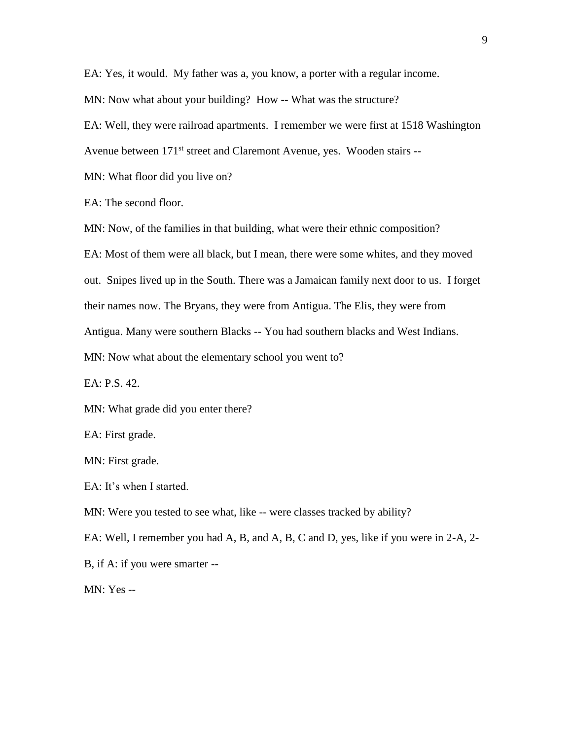EA: Yes, it would. My father was a, you know, a porter with a regular income.

MN: Now what about your building? How -- What was the structure?

EA: Well, they were railroad apartments. I remember we were first at 1518 Washington Avenue between 171st street and Claremont Avenue, yes. Wooden stairs --

MN: What floor did you live on?

EA: The second floor.

MN: Now, of the families in that building, what were their ethnic composition?

EA: Most of them were all black, but I mean, there were some whites, and they moved out. Snipes lived up in the South. There was a Jamaican family next door to us. I forget their names now. The Bryans, they were from Antigua. The Elis, they were from Antigua. Many were southern Blacks -- You had southern blacks and West Indians.

MN: Now what about the elementary school you went to?

EA: P.S. 42.

MN: What grade did you enter there?

EA: First grade.

MN: First grade.

EA: It's when I started.

MN: Were you tested to see what, like -- were classes tracked by ability?

EA: Well, I remember you had A, B, and A, B, C and D, yes, like if you were in 2-A, 2-B, if A: if you were smarter --

MN: Yes --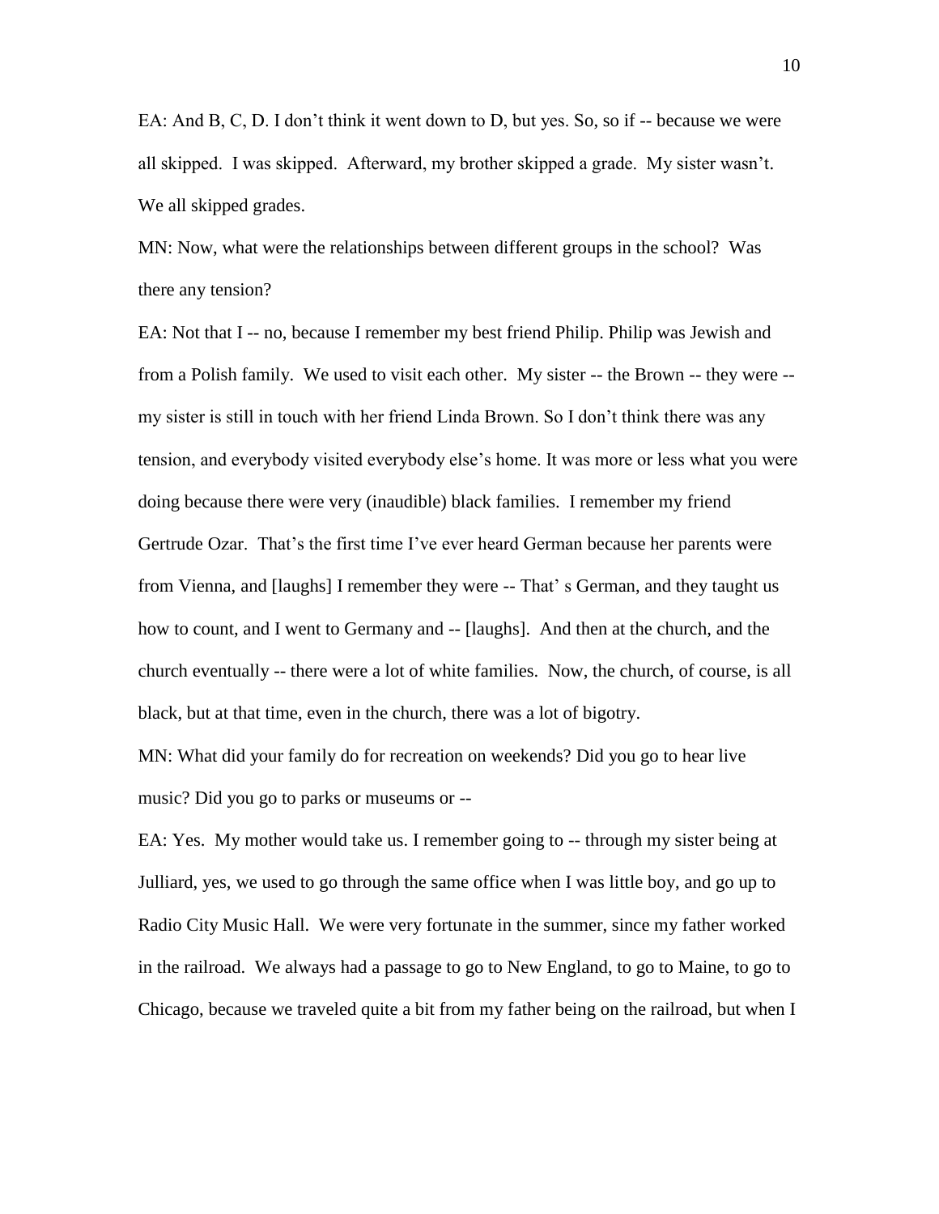EA: And B, C, D. I don’t think it went down to D, but yes. So, so if -- because we were all skipped. I was skipped. Afterward, my brother skipped a grade. My sister wasn’t. We all skipped grades.

MN: Now, what were the relationships between different groups in the school? Was there any tension?

EA: Not that I -- no, because I remember my best friend Philip. Philip was Jewish and from a Polish family. We used to visit each other. My sister -- the Brown -- they were -- my sister is still in touch with her friend Linda Brown. So I don’t think there was any tension, and everybody visited everybody else’s home. It was more or less what you were doing because there were very (inaudible) black families. I remember my friend Gertrude Ozar. That’s the first time I’ve ever heard German because her parents were from Vienna, and [laughs] I remember they were -- That’ s German, and they taught us how to count, and I went to Germany and -- [laughs]. And then at the church, and the church eventually -- there were a lot of white families. Now, the church, of course, is all black, but at that time, even in the church, there was a lot of bigotry.

MN: What did your family do for recreation on weekends? Did you go to hear live music? Did you go to parks or museums or --

EA: Yes. My mother would take us. I remember going to -- through my sister being at Julliard, yes, we used to go through the same office when I was little boy, and go up to Radio City Music Hall. We were very fortunate in the summer, since my father worked in the railroad. We always had a passage to go to New England, to go to Maine, to go to Chicago, because we traveled quite a bit from my father being on the railroad, but when I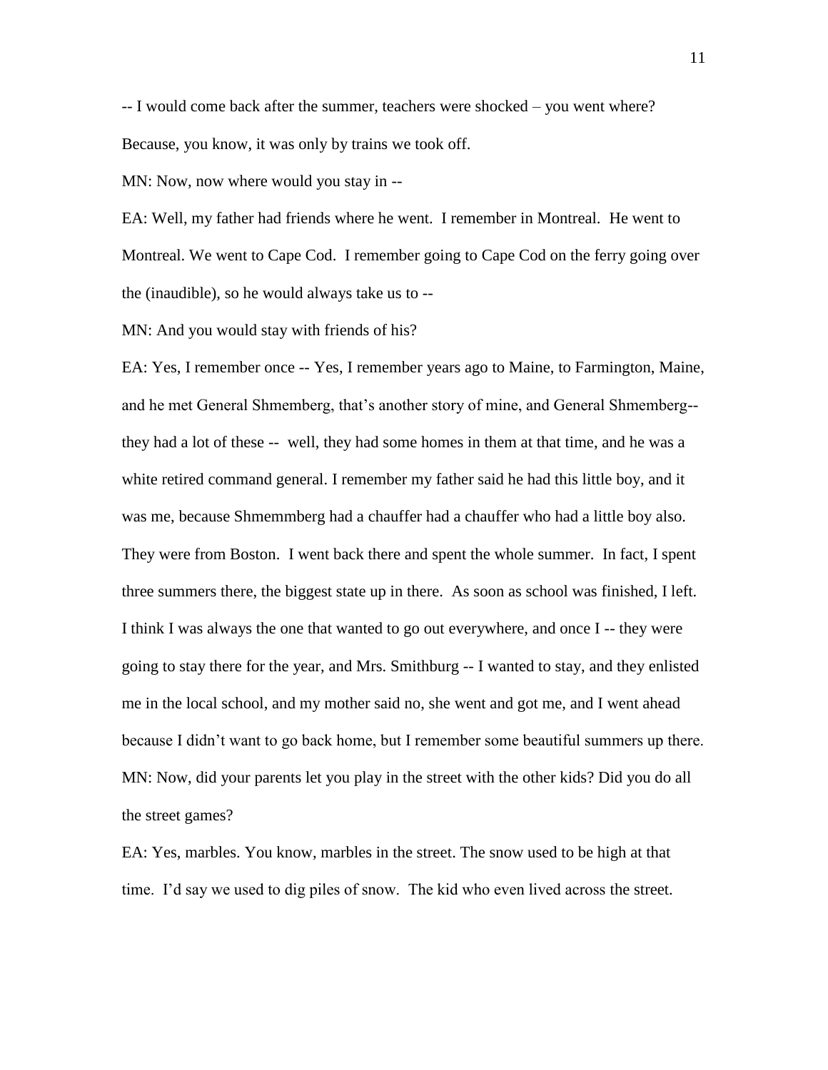-- I would come back after the summer, teachers were shocked – you went where? Because, you know, it was only by trains we took off.

MN: Now, now where would you stay in --

EA: Well, my father had friends where he went. I remember in Montreal. He went to Montreal. We went to Cape Cod. I remember going to Cape Cod on the ferry going over the (inaudible), so he would always take us to --

MN: And you would stay with friends of his?

EA: Yes, I remember once -- Yes, I remember years ago to Maine, to Farmington, Maine, and he met General Shmemberg, that's another story of mine, and General Shmemberg-- they had a lot of these -- well, they had some homes in them at that time, and he was a white retired command general. I remember my father said he had this little boy, and it was me, because Shmemmberg had a chauffer had a chauffer who had a little boy also. They were from Boston. I went back there and spent the whole summer. In fact, I spent three summers there, the biggest state up in there. As soon as school was finished, I left. I think I was always the one that wanted to go out everywhere, and once I -- they were going to stay there for the year, and Mrs. Smithburg -- I wanted to stay, and they enlisted me in the local school, and my mother said no, she went and got me, and I went ahead because I didn't want to go back home, but I remember some beautiful summers up there.

MN: Now, did your parents let you play in the street with the other kids? Did you do all the street games?

EA: Yes, marbles. You know, marbles in the street. The snow used to be high at that time. I'd say we used to dig piles of snow. The kid who even lived across the street.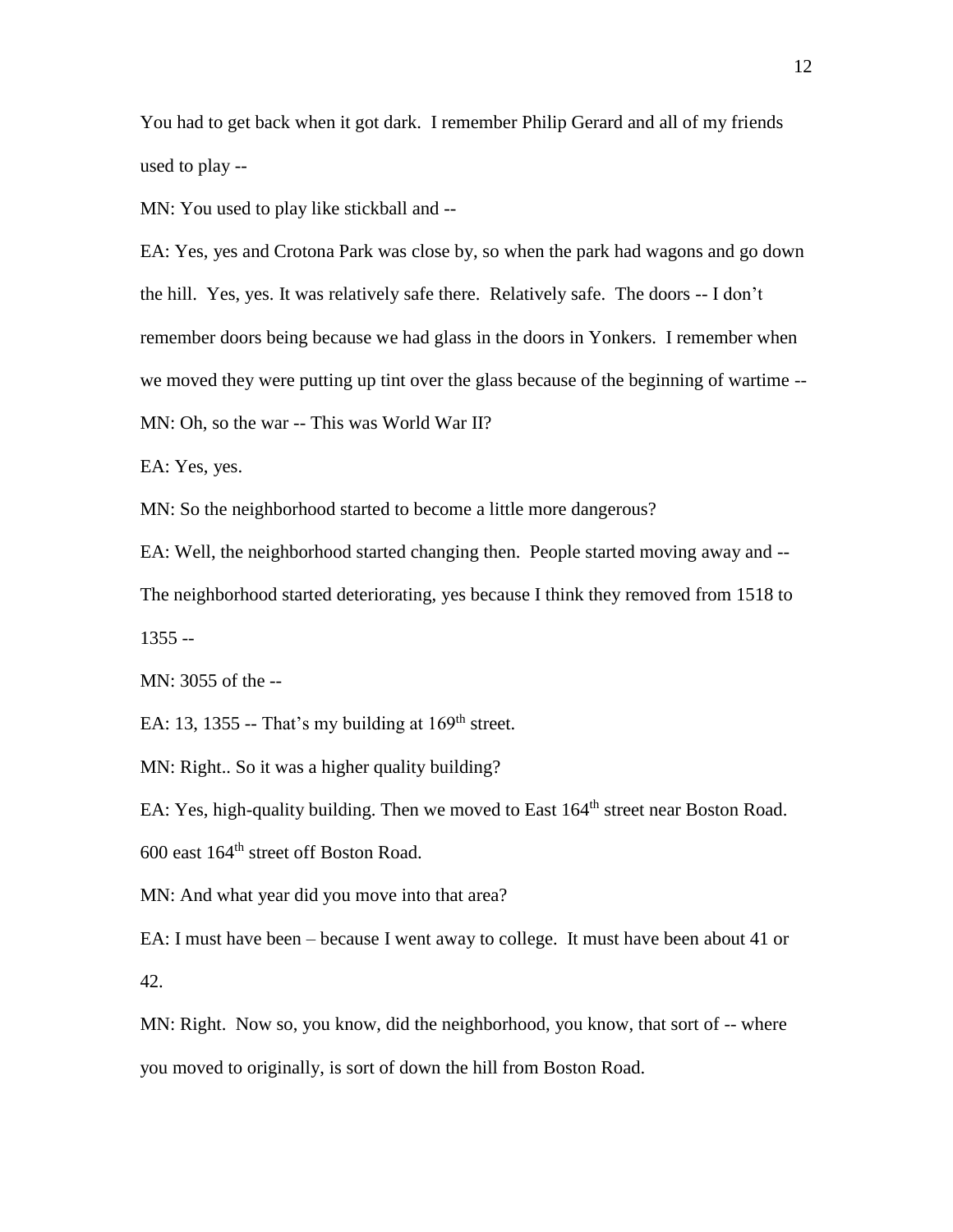You had to get back when it got dark. I remember Philip Gerard and all of my friends used to play --

MN: You used to play like stickball and --

EA: Yes, yes and Crotona Park was close by, so when the park had wagons and go down the hill. Yes, yes. It was relatively safe there. Relatively safe. The doors -- I don't remember doors being because we had glass in the doors in Yonkers. I remember when we moved they were putting up tint over the glass because of the beginning of wartime --

MN: Oh, so the war -- This was World War II?

EA: Yes, yes.

MN: So the neighborhood started to become a little more dangerous?

EA: Well, the neighborhood started changing then. People started moving away and -- The neighborhood started deteriorating, yes because I think they removed from 1518 to 1355 --

MN: 3055 of the --

EA: 13, 1355 -- That's my building at 169th street.

MN: Right.. So it was a higher quality building?

EA: Yes, high-quality building. Then we moved to East 164th street near Boston Road. 600 east 164th street off Boston Road.

MN: And what year did you move into that area?

EA: I must have been – because I went away to college. It must have been about 41 or 42.

MN: Right. Now so, you know, did the neighborhood, you know, that sort of -- where you moved to originally, is sort of down the hill from Boston Road.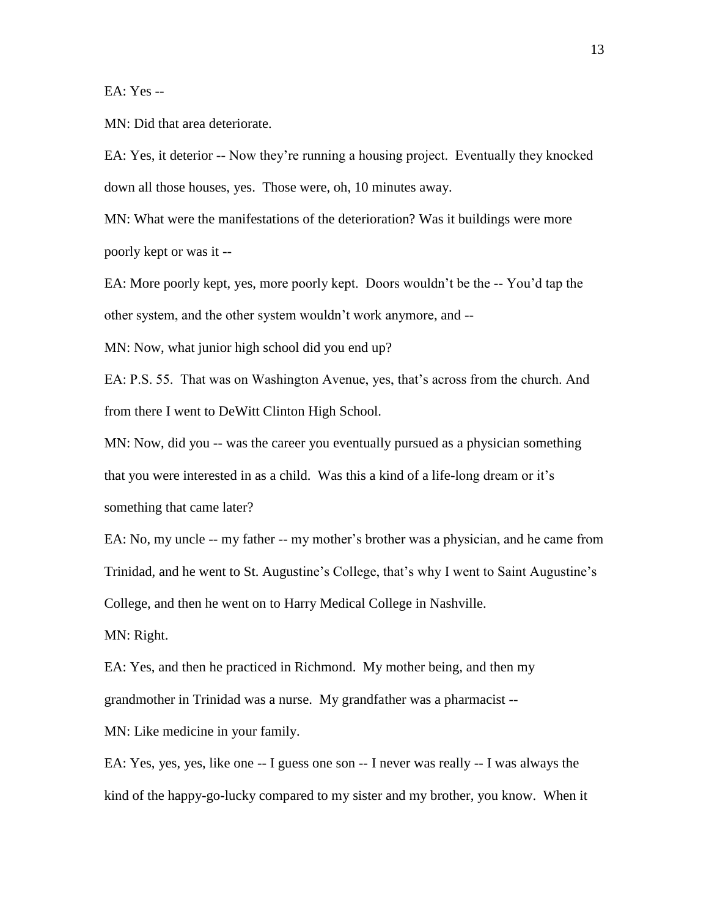EA: Yes --

MN: Did that area deteriorate.

EA: Yes, it deterior -- Now they're running a housing project. Eventually they knocked down all those houses, yes. Those were, oh, 10 minutes away.

MN: What were the manifestations of the deterioration? Was it buildings were more poorly kept or was it --

EA: More poorly kept, yes, more poorly kept. Doors wouldn't be the -- You'd tap the other system, and the other system wouldn't work anymore, and --

MN: Now, what junior high school did you end up?

EA: P.S. 55. That was on Washington Avenue, yes, that's across from the church. And from there I went to DeWitt Clinton High School.

MN: Now, did you -- was the career you eventually pursued as a physician something that you were interested in as a child. Was this a kind of a life-long dream or it's something that came later?

EA: No, my uncle -- my father -- my mother's brother was a physician, and he came from Trinidad, and he went to St. Augustine's College, that's why I went to Saint Augustine's College, and then he went on to Harry Medical College in Nashville.

MN: Right.

EA: Yes, and then he practiced in Richmond. My mother being, and then my grandmother in Trinidad was a nurse. My grandfather was a pharmacist --

MN: Like medicine in your family.

EA: Yes, yes, yes, like one -- I guess one son -- I never was really -- I was always the kind of the happy-go-lucky compared to my sister and my brother, you know. When it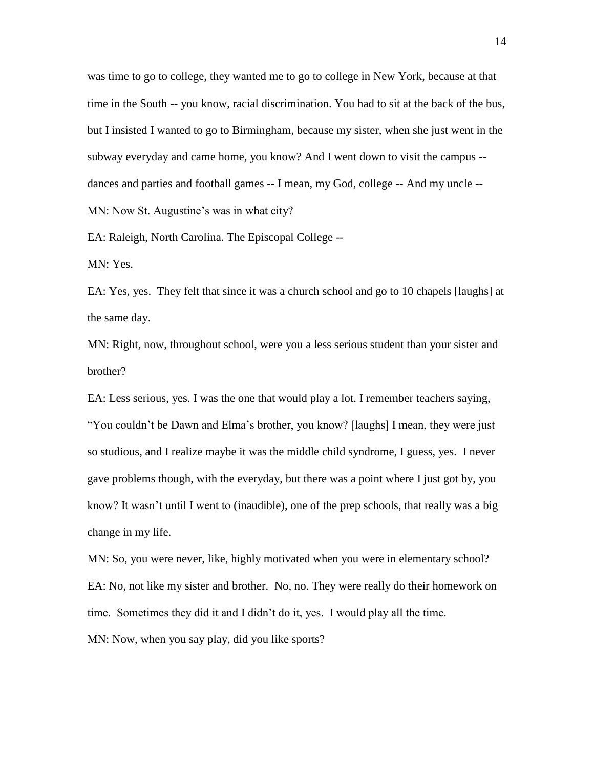was time to go to college, they wanted me to go to college in New York, because at that time in the South -- you know, racial discrimination. You had to sit at the back of the bus, but I insisted I wanted to go to Birmingham, because my sister, when she just went in the subway everyday and came home, you know? And I went down to visit the campus -- dances and parties and football games -- I mean, my God, college -- And my uncle --

MN: Now St. Augustine's was in what city?

EA: Raleigh, North Carolina. The Episcopal College --

MN: Yes.

EA: Yes, yes. They felt that since it was a church school and go to 10 chapels [laughs] at the same day.

MN: Right, now, throughout school, were you a less serious student than your sister and brother?

EA: Less serious, yes. I was the one that would play a lot. I remember teachers saying, "You couldn't be Dawn and Elma's brother, you know? [laughs] I mean, they were just so studious, and I realize maybe it was the middle child syndrome, I guess, yes. I never gave problems though, with the everyday, but there was a point where I just got by, you know? It wasn't until I went to (inaudible), one of the prep schools, that really was a big change in my life.

MN: So, you were never, like, highly motivated when you were in elementary school?

EA: No, not like my sister and brother. No, no. They were really do their homework on time. Sometimes they did it and I didn't do it, yes. I would play all the time.

MN: Now, when you say play, did you like sports?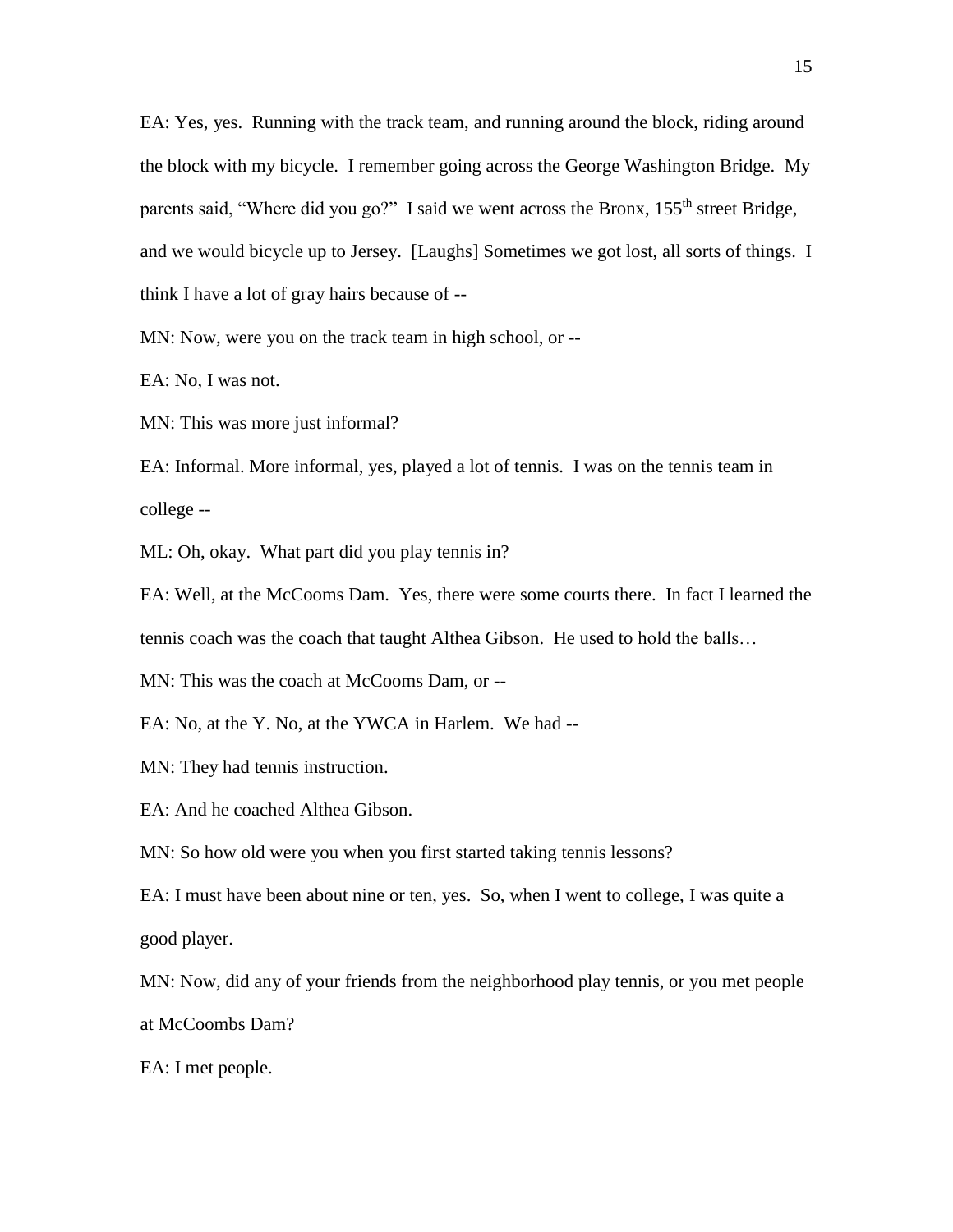EA: Yes, yes. Running with the track team, and running around the block, riding around the block with my bicycle. I remember going across the George Washington Bridge. My parents said, "Where did you go?" I said we went across the Bronx, 155th street Bridge, and we would bicycle up to Jersey. [Laughs] Sometimes we got lost, all sorts of things. I think I have a lot of gray hairs because of --

MN: Now, were you on the track team in high school, or --

EA: No, I was not.

MN: This was more just informal?

EA: Informal. More informal, yes, played a lot of tennis. I was on the tennis team in college --

ML: Oh, okay. What part did you play tennis in?

EA: Well, at the McCooms Dam. Yes, there were some courts there. In fact I learned the tennis coach was the coach that taught Althea Gibson. He used to hold the balls…

MN: This was the coach at McCooms Dam, or --

EA: No, at the Y. No, at the YWCA in Harlem. We had --

MN: They had tennis instruction.

EA: And he coached Althea Gibson.

MN: So how old were you when you first started taking tennis lessons?

EA: I must have been about nine or ten, yes. So, when I went to college, I was quite a good player.

MN: Now, did any of your friends from the neighborhood play tennis, or you met people at McCoombs Dam?

EA: I met people.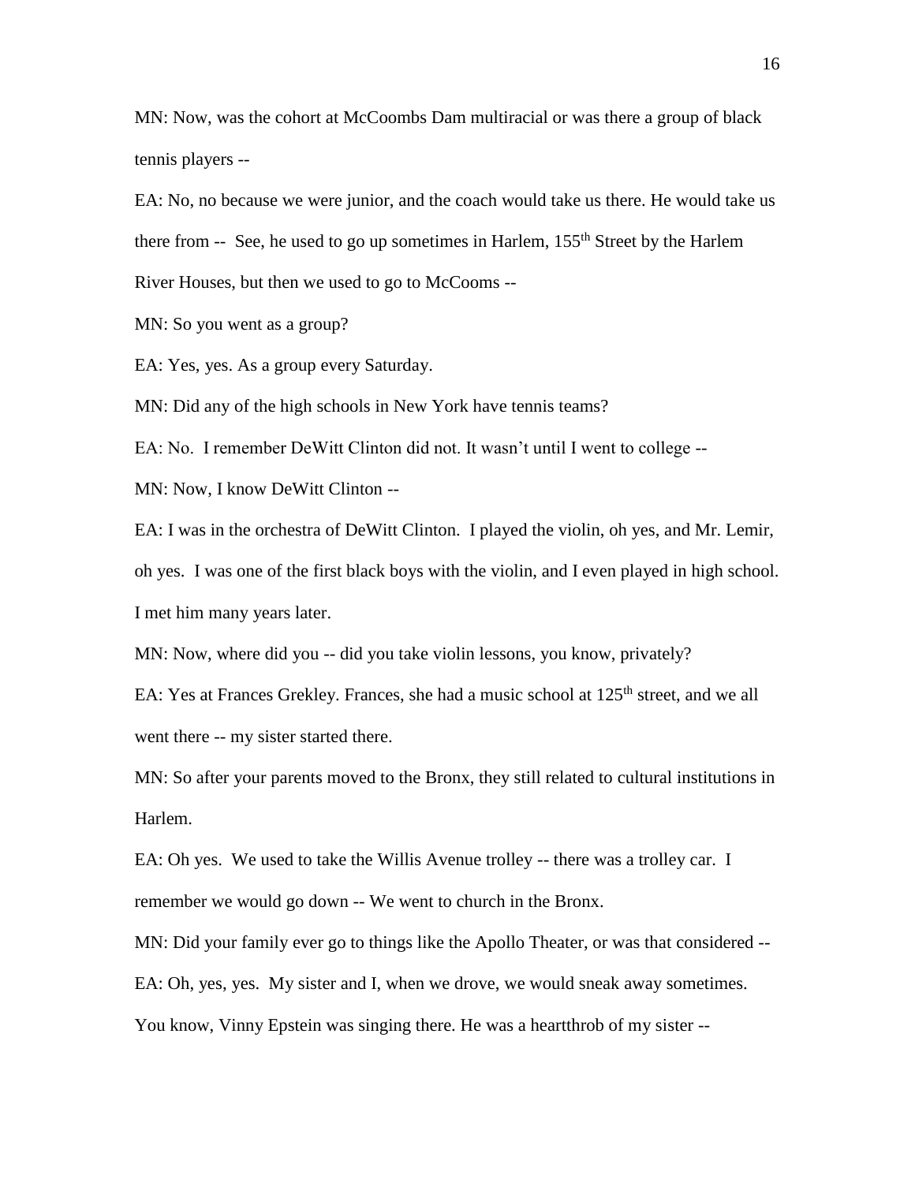MN: Now, was the cohort at McCoombs Dam multiracial or was there a group of black tennis players --

EA: No, no because we were junior, and the coach would take us there. He would take us there from -- See, he used to go up sometimes in Harlem, 155th Street by the Harlem River Houses, but then we used to go to McCooms --

MN: So you went as a group?

EA: Yes, yes. As a group every Saturday.

MN: Did any of the high schools in New York have tennis teams?

EA: No. I remember DeWitt Clinton did not. It wasn't until I went to college --

MN: Now, I know DeWitt Clinton --

EA: I was in the orchestra of DeWitt Clinton. I played the violin, oh yes, and Mr. Lemir, oh yes. I was one of the first black boys with the violin, and I even played in high school. I met him many years later.

MN: Now, where did you -- did you take violin lessons, you know, privately?

EA: Yes at Frances Grekley. Frances, she had a music school at 125th street, and we all went there -- my sister started there.

MN: So after your parents moved to the Bronx, they still related to cultural institutions in Harlem.

EA: Oh yes. We used to take the Willis Avenue trolley -- there was a trolley car. I remember we would go down -- We went to church in the Bronx.

MN: Did your family ever go to things like the Apollo Theater, or was that considered --

EA: Oh, yes, yes. My sister and I, when we drove, we would sneak away sometimes. You know, Vinny Epstein was singing there. He was a heartthrob of my sister --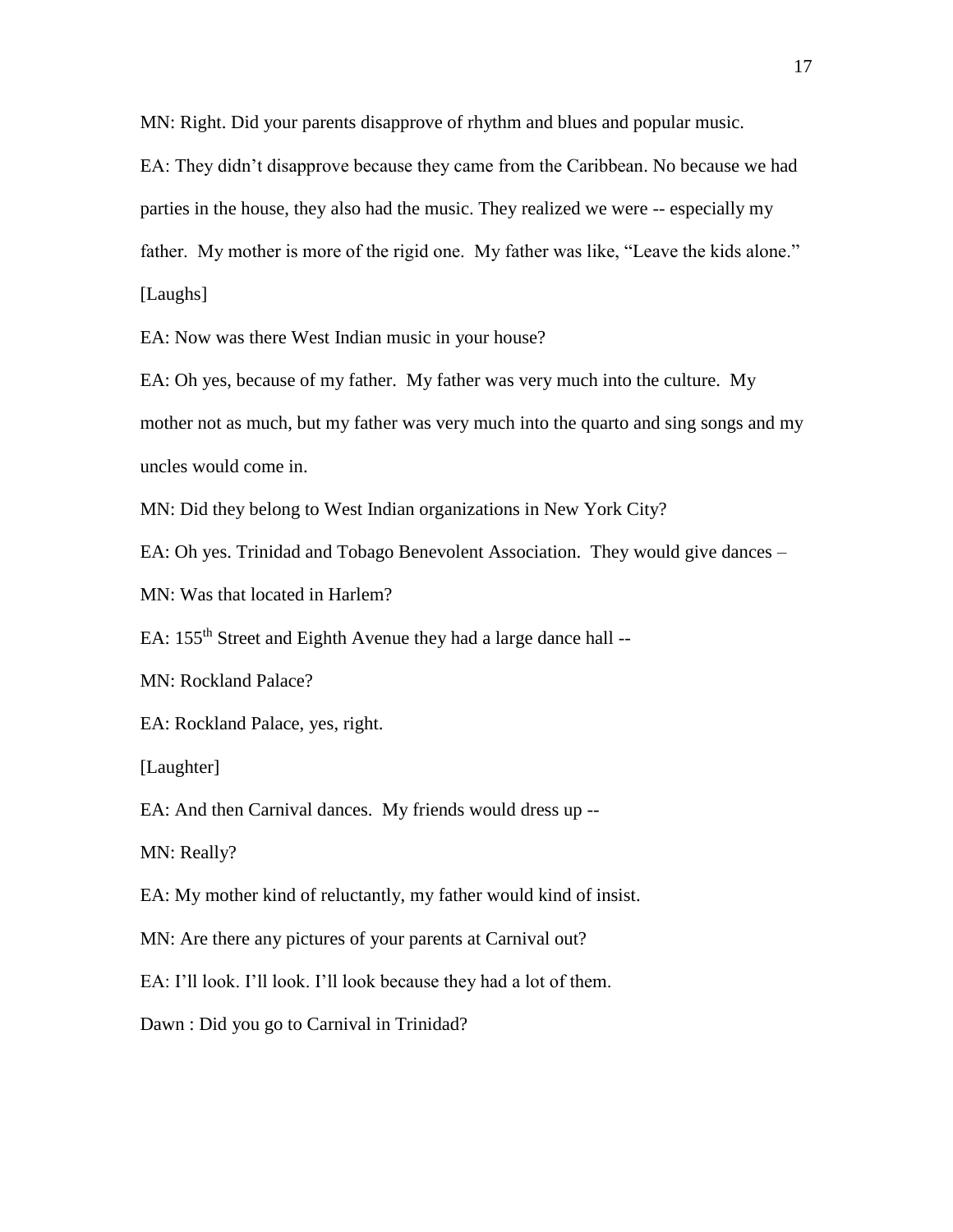MN: Right. Did your parents disapprove of rhythm and blues and popular music.

EA: They didn't disapprove because they came from the Caribbean. No because we had parties in the house, they also had the music. They realized we were -- especially my father. My mother is more of the rigid one. My father was like, "Leave the kids alone." [Laughs]

EA: Now was there West Indian music in your house?

EA: Oh yes, because of my father. My father was very much into the culture. My mother not as much, but my father was very much into the quarto and sing songs and my uncles would come in.

MN: Did they belong to West Indian organizations in New York City?

EA: Oh yes. Trinidad and Tobago Benevolent Association. They would give dances –

MN: Was that located in Harlem?

EA: 155th Street and Eighth Avenue they had a large dance hall --

MN: Rockland Palace?

EA: Rockland Palace, yes, right.

[Laughter]

EA: And then Carnival dances. My friends would dress up --

MN: Really?

EA: My mother kind of reluctantly, my father would kind of insist.

MN: Are there any pictures of your parents at Carnival out?

EA: I'll look. I'll look. I'll look because they had a lot of them.

Dawn : Did you go to Carnival in Trinidad?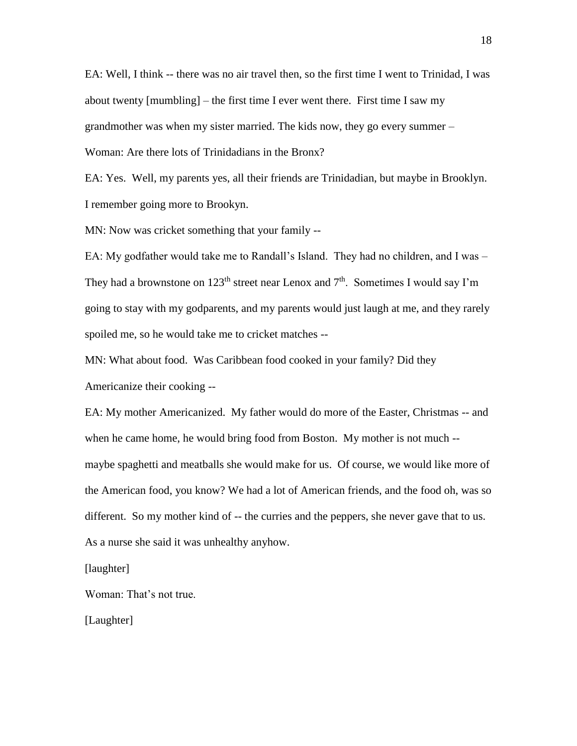EA: Well, I think -- there was no air travel then, so the first time I went to Trinidad, I was about twenty [mumbling] – the first time I ever went there.  First time I saw my grandmother was when my sister married. The kids now, they go every summer –

Woman: Are there lots of Trinidadians in the Bronx?

EA: Yes.  Well, my parents yes, all their friends are Trinidadian, but maybe in Brooklyn. I remember going more to Brookyn.

MN: Now was cricket something that your family --

EA: My godfather would take me to Randall's Island.  They had no children, and I was – They had a brownstone on 123th street near Lenox and 7th.  Sometimes I would say I'm going to stay with my godparents, and my parents would just laugh at me, and they rarely spoiled me, so he would take me to cricket matches --

MN: What about food.  Was Caribbean food cooked in your family? Did they Americanize their cooking --

EA: My mother Americanized.  My father would do more of the Easter, Christmas -- and when he came home, he would bring food from Boston.  My mother is not much -- maybe spaghetti and meatballs she would make for us.  Of course, we would like more of the American food, you know? We had a lot of American friends, and the food oh, was so different.  So my mother kind of -- the curries and the peppers, she never gave that to us. As a nurse she said it was unhealthy anyhow.

[laughter]

Woman: That's not true.

[Laughter]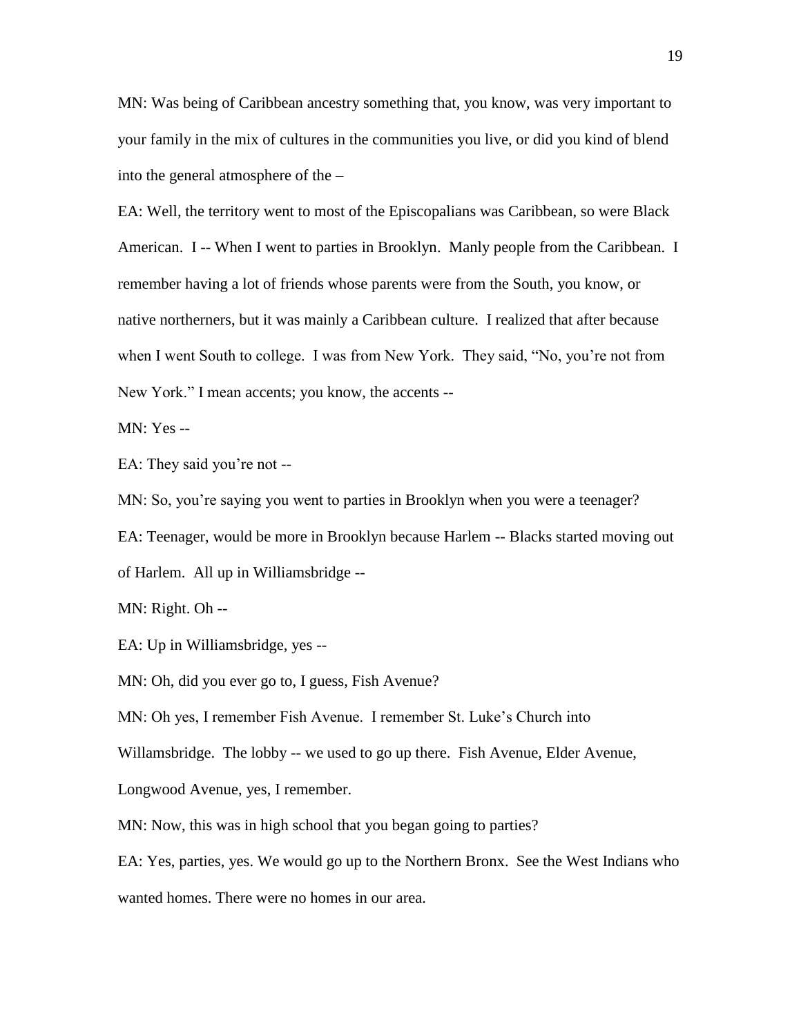MN: Was being of Caribbean ancestry something that, you know, was very important to your family in the mix of cultures in the communities you live, or did you kind of blend into the general atmosphere of the –

EA: Well, the territory went to most of the Episcopalians was Caribbean, so were Black American. I -- When I went to parties in Brooklyn. Manly people from the Caribbean. I remember having a lot of friends whose parents were from the South, you know, or native northerners, but it was mainly a Caribbean culture. I realized that after because when I went South to college. I was from New York. They said, "No, you're not from New York." I mean accents; you know, the accents --

MN: Yes --

EA: They said you're not --

MN: So, you're saying you went to parties in Brooklyn when you were a teenager?

EA: Teenager, would be more in Brooklyn because Harlem -- Blacks started moving out of Harlem. All up in Williamsbridge --

MN: Right. Oh --

EA: Up in Williamsbridge, yes --

MN: Oh, did you ever go to, I guess, Fish Avenue?

MN: Oh yes, I remember Fish Avenue. I remember St. Luke's Church into Willamsbridge. The lobby -- we used to go up there. Fish Avenue, Elder Avenue, Longwood Avenue, yes, I remember.

MN: Now, this was in high school that you began going to parties?

EA: Yes, parties, yes. We would go up to the Northern Bronx. See the West Indians who wanted homes. There were no homes in our area.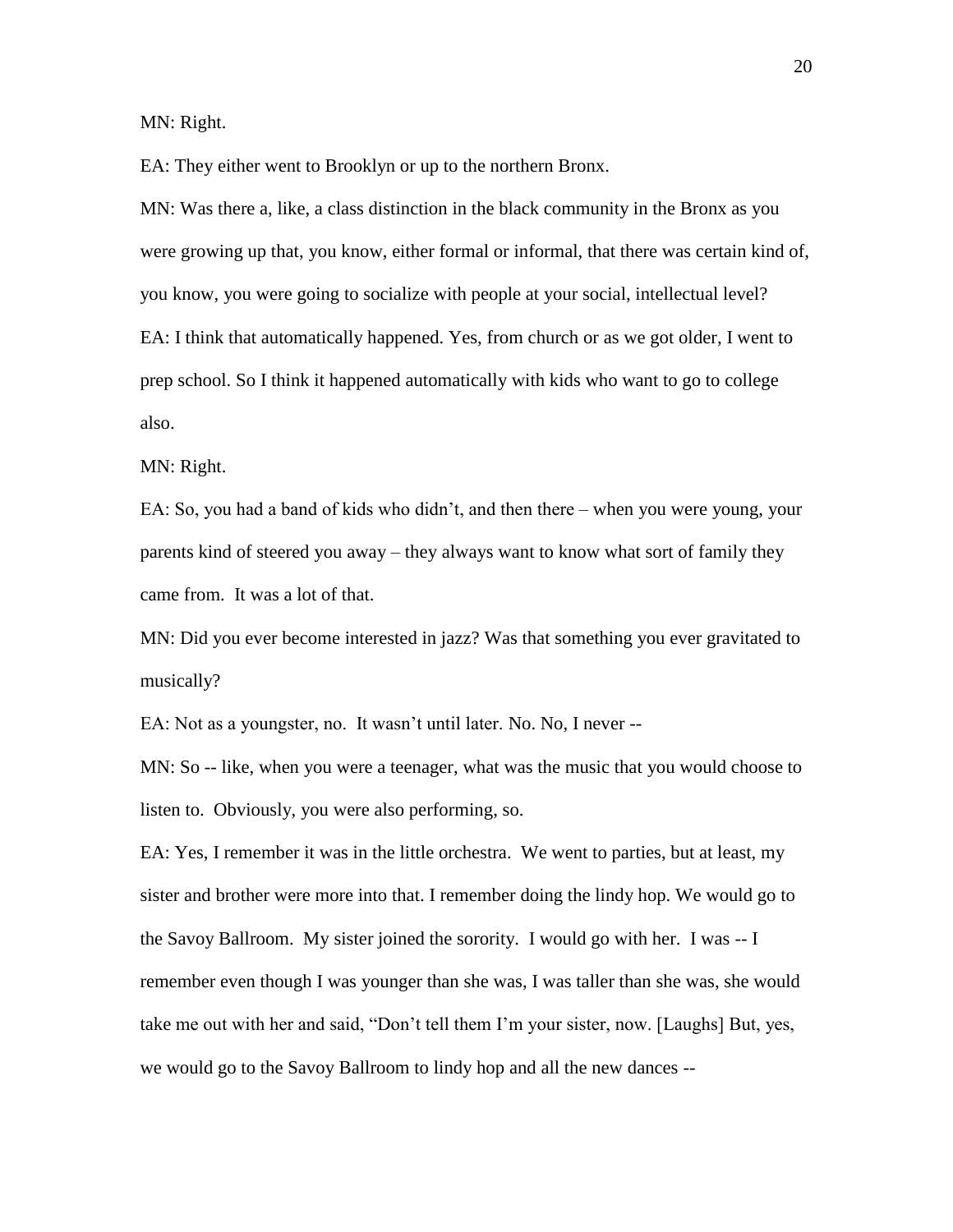MN: Right.

EA: They either went to Brooklyn or up to the northern Bronx.

MN: Was there a, like, a class distinction in the black community in the Bronx as you were growing up that, you know, either formal or informal, that there was certain kind of, you know, you were going to socialize with people at your social, intellectual level?

EA: I think that automatically happened. Yes, from church or as we got older, I went to prep school. So I think it happened automatically with kids who want to go to college also.

MN: Right.

EA: So, you had a band of kids who didn't, and then there – when you were young, your parents kind of steered you away – they always want to know what sort of family they came from. It was a lot of that.

MN: Did you ever become interested in jazz? Was that something you ever gravitated to musically?

EA: Not as a youngster, no. It wasn't until later. No. No, I never --

MN: So -- like, when you were a teenager, what was the music that you would choose to listen to. Obviously, you were also performing, so.

EA: Yes, I remember it was in the little orchestra. We went to parties, but at least, my sister and brother were more into that. I remember doing the lindy hop. We would go to the Savoy Ballroom. My sister joined the sorority. I would go with her. I was -- I remember even though I was younger than she was, I was taller than she was, she would take me out with her and said, "Don't tell them I'm your sister, now. [Laughs] But, yes, we would go to the Savoy Ballroom to lindy hop and all the new dances --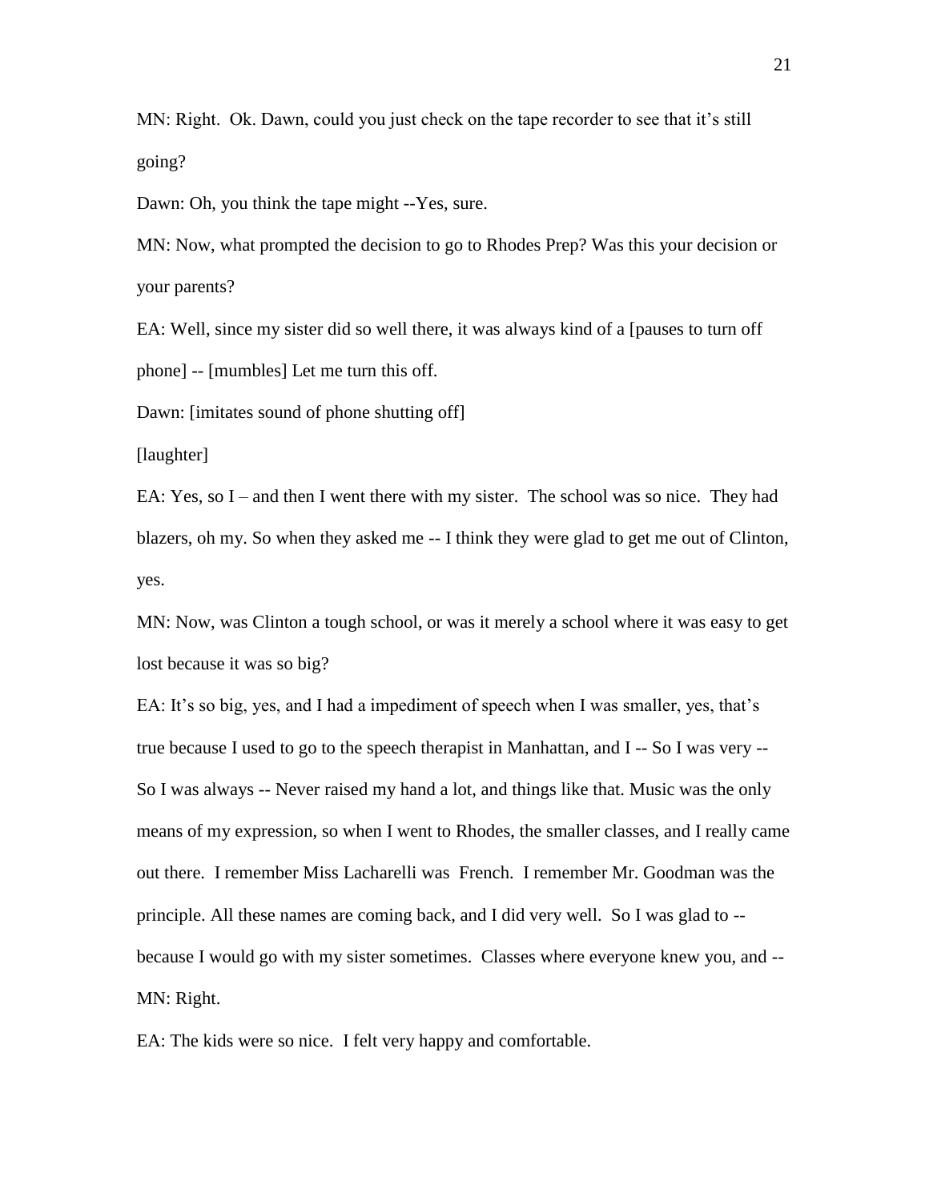MN: Right. Ok. Dawn, could you just check on the tape recorder to see that it's still going?

Dawn: Oh, you think the tape might --Yes, sure.

MN: Now, what prompted the decision to go to Rhodes Prep? Was this your decision or your parents?

EA: Well, since my sister did so well there, it was always kind of a [pauses to turn off phone] -- [mumbles] Let me turn this off.

Dawn: [imitates sound of phone shutting off]

[laughter]

EA: Yes, so I – and then I went there with my sister. The school was so nice. They had blazers, oh my. So when they asked me -- I think they were glad to get me out of Clinton, yes.

MN: Now, was Clinton a tough school, or was it merely a school where it was easy to get lost because it was so big?

EA: It's so big, yes, and I had a impediment of speech when I was smaller, yes, that's true because I used to go to the speech therapist in Manhattan, and I -- So I was very -- So I was always -- Never raised my hand a lot, and things like that. Music was the only means of my expression, so when I went to Rhodes, the smaller classes, and I really came out there. I remember Miss Lacharelli was French. I remember Mr. Goodman was the principle. All these names are coming back, and I did very well. So I was glad to -- because I would go with my sister sometimes. Classes where everyone knew you, and --

MN: Right.

EA: The kids were so nice. I felt very happy and comfortable.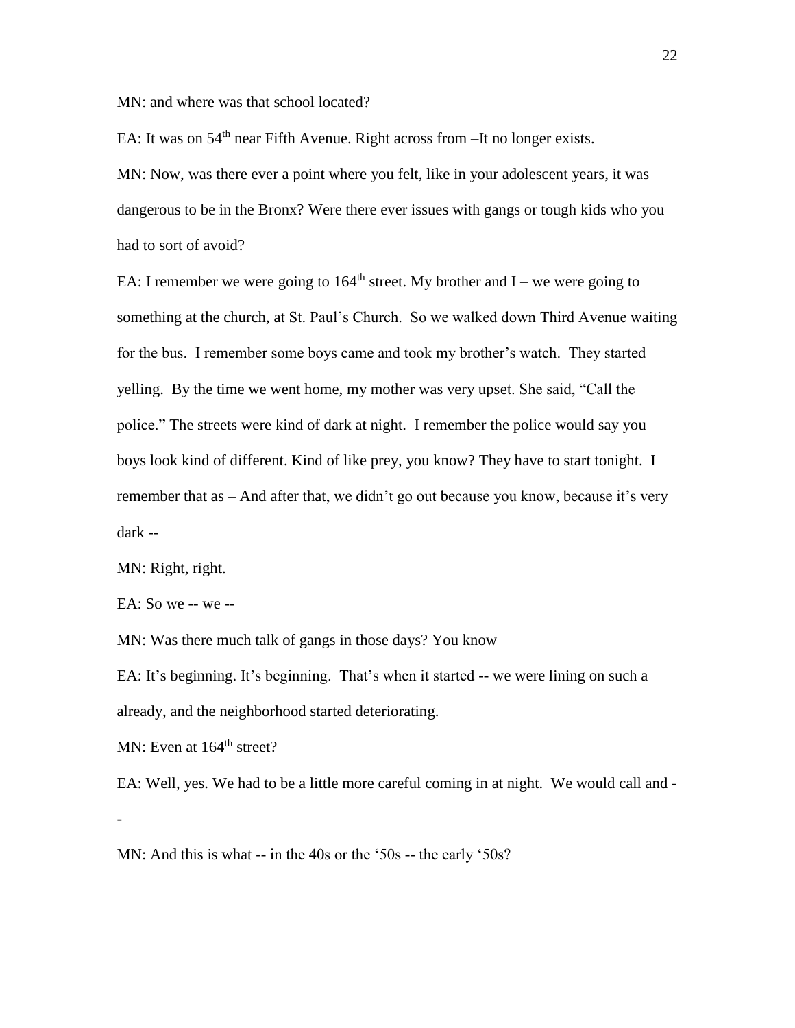MN: and where was that school located?

EA: It was on 54th near Fifth Avenue. Right across from –It no longer exists.

MN: Now, was there ever a point where you felt, like in your adolescent years, it was dangerous to be in the Bronx? Were there ever issues with gangs or tough kids who you had to sort of avoid?

EA: I remember we were going to 164th street. My brother and I – we were going to something at the church, at St. Paul's Church. So we walked down Third Avenue waiting for the bus. I remember some boys came and took my brother's watch. They started yelling. By the time we went home, my mother was very upset. She said, "Call the police." The streets were kind of dark at night. I remember the police would say you boys look kind of different. Kind of like prey, you know? They have to start tonight. I remember that as – And after that, we didn't go out because you know, because it's very dark --

MN: Right, right.

EA: So we -- we --

MN: Was there much talk of gangs in those days? You know –

EA: It's beginning. It's beginning. That's when it started -- we were lining on such a already, and the neighborhood started deteriorating.

MN: Even at 164th street?

EA: Well, yes. We had to be a little more careful coming in at night. We would call and --

MN: And this is what -- in the 40s or the '50s -- the early '50s?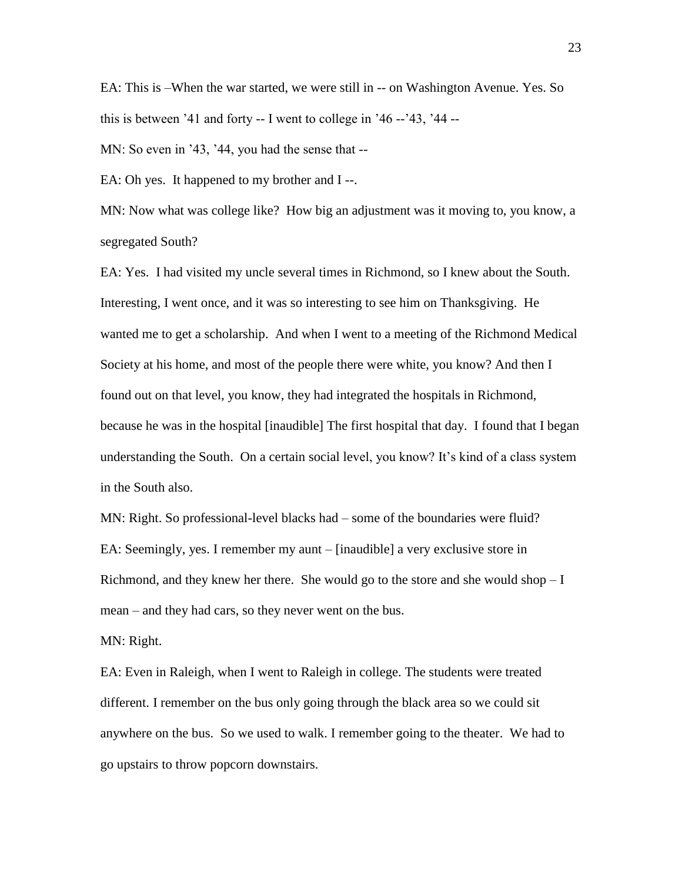EA: This is –When the war started, we were still in -- on Washington Avenue. Yes. So this is between '41 and forty -- I went to college in '46 --'43, '44 --

MN: So even in '43, '44, you had the sense that --

EA: Oh yes. It happened to my brother and I --.

MN: Now what was college like? How big an adjustment was it moving to, you know, a segregated South?

EA: Yes. I had visited my uncle several times in Richmond, so I knew about the South. Interesting, I went once, and it was so interesting to see him on Thanksgiving. He wanted me to get a scholarship. And when I went to a meeting of the Richmond Medical Society at his home, and most of the people there were white, you know? And then I found out on that level, you know, they had integrated the hospitals in Richmond, because he was in the hospital [inaudible] The first hospital that day. I found that I began understanding the South. On a certain social level, you know? It's kind of a class system in the South also.

MN: Right. So professional-level blacks had – some of the boundaries were fluid?

EA: Seemingly, yes. I remember my aunt – [inaudible] a very exclusive store in Richmond, and they knew her there. She would go to the store and she would shop – I mean – and they had cars, so they never went on the bus.

MN: Right.

EA: Even in Raleigh, when I went to Raleigh in college. The students were treated different. I remember on the bus only going through the black area so we could sit anywhere on the bus. So we used to walk. I remember going to the theater. We had to go upstairs to throw popcorn downstairs.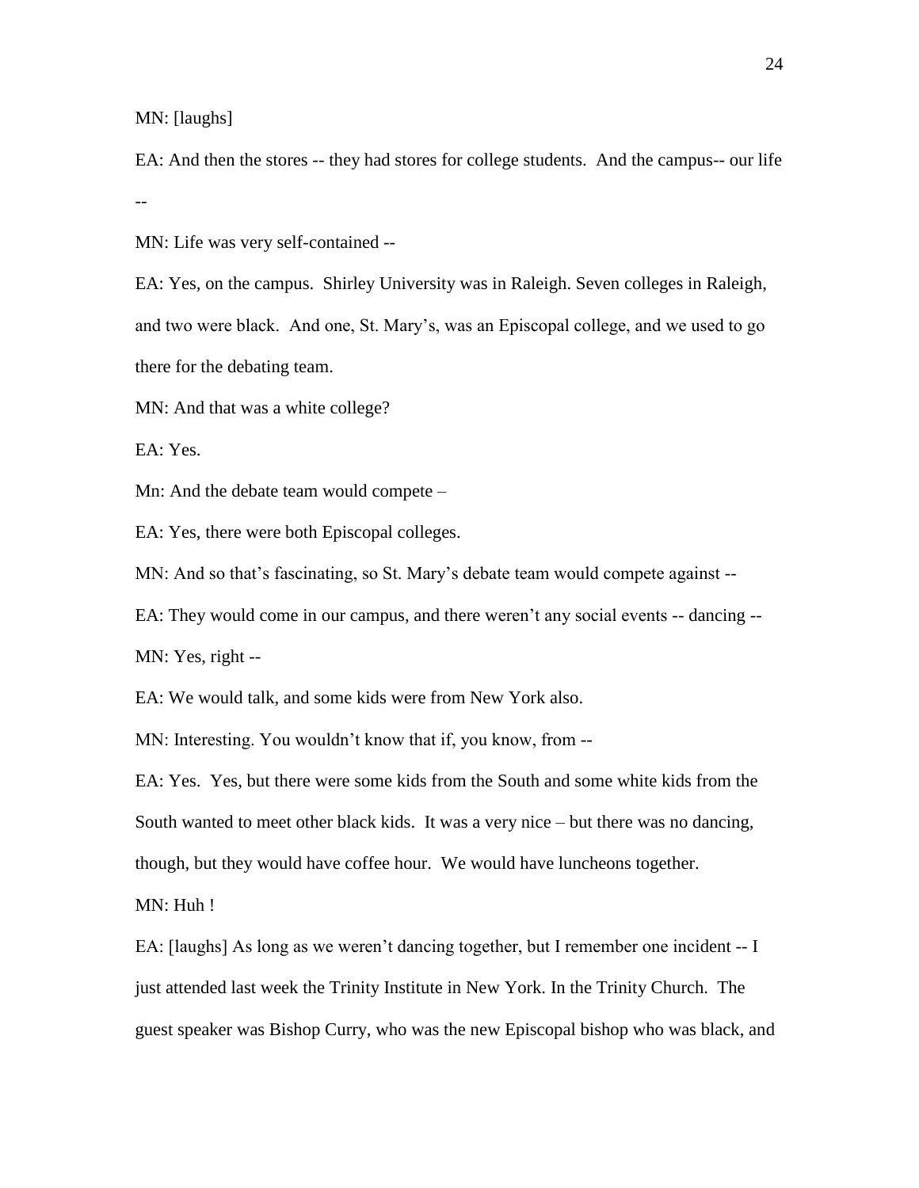MN: [laughs]

EA: And then the stores -- they had stores for college students.  And the campus-- our life --

MN: Life was very self-contained --

EA: Yes, on the campus.  Shirley University was in Raleigh. Seven colleges in Raleigh, and two were black.  And one, St. Mary's, was an Episcopal college, and we used to go there for the debating team.

MN: And that was a white college?

EA: Yes.

Mn: And the debate team would compete –

EA: Yes, there were both Episcopal colleges.

MN: And so that's fascinating, so St. Mary's debate team would compete against --

EA: They would come in our campus, and there weren't any social events -- dancing --

MN: Yes, right --

EA: We would talk, and some kids were from New York also.

MN: Interesting. You wouldn't know that if, you know, from --

EA: Yes.  Yes, but there were some kids from the South and some white kids from the South wanted to meet other black kids.  It was a very nice – but there was no dancing, though, but they would have coffee hour.  We would have luncheons together.

MN: Huh !

EA: [laughs] As long as we weren't dancing together, but I remember one incident -- I just attended last week the Trinity Institute in New York. In the Trinity Church.  The guest speaker was Bishop Curry, who was the new Episcopal bishop who was black, and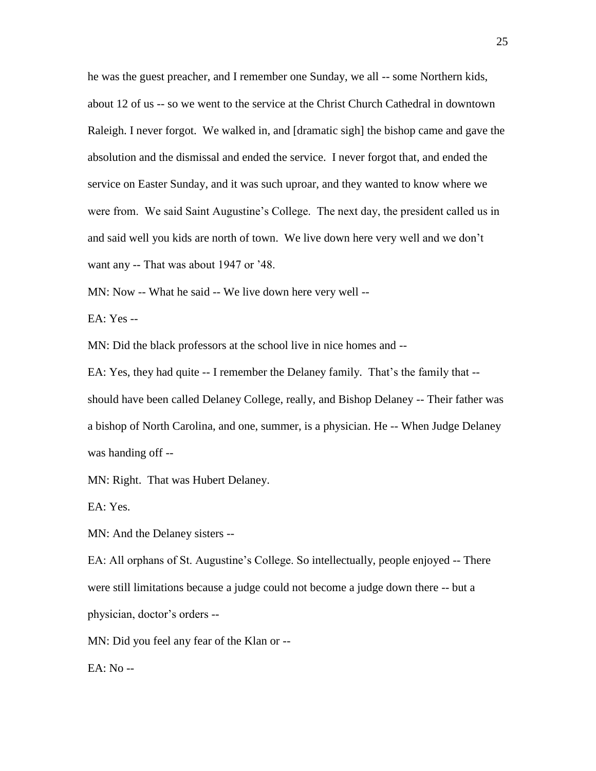he was the guest preacher, and I remember one Sunday, we all -- some Northern kids, about 12 of us -- so we went to the service at the Christ Church Cathedral in downtown Raleigh. I never forgot. We walked in, and [dramatic sigh] the bishop came and gave the absolution and the dismissal and ended the service. I never forgot that, and ended the service on Easter Sunday, and it was such uproar, and they wanted to know where we were from. We said Saint Augustine's College. The next day, the president called us in and said well you kids are north of town. We live down here very well and we don't want any -- That was about 1947 or '48.

MN: Now -- What he said -- We live down here very well --

EA: Yes --

MN: Did the black professors at the school live in nice homes and --

EA: Yes, they had quite -- I remember the Delaney family. That's the family that -- should have been called Delaney College, really, and Bishop Delaney -- Their father was a bishop of North Carolina, and one, summer, is a physician. He -- When Judge Delaney was handing off --

MN: Right. That was Hubert Delaney.

EA: Yes.

MN: And the Delaney sisters --

EA: All orphans of St. Augustine's College. So intellectually, people enjoyed -- There were still limitations because a judge could not become a judge down there -- but a physician, doctor's orders --

MN: Did you feel any fear of the Klan or --

EA: No --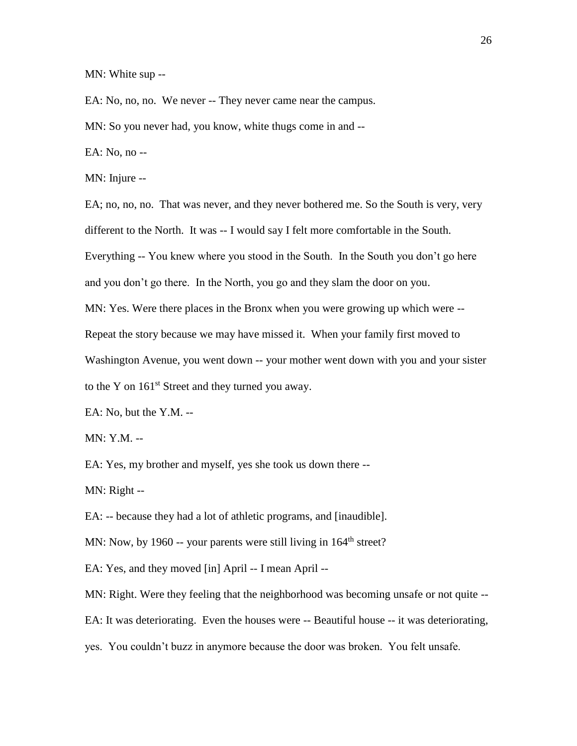MN: White sup --

EA: No, no, no.  We never -- They never came near the campus.

MN: So you never had, you know, white thugs come in and --

EA: No, no --

MN: Injure --

EA; no, no, no.  That was never, and they never bothered me. So the South is very, very different to the North.  It was -- I would say I felt more comfortable in the South.  Everything -- You knew where you stood in the South.  In the South you don't go here and you don't go there.  In the North, you go and they slam the door on you.

MN: Yes. Were there places in the Bronx when you were growing up which were -- Repeat the story because we may have missed it.  When your family first moved to Washington Avenue, you went down -- your mother went down with you and your sister to the Y on 161st Street and they turned you away.

EA: No, but the Y.M. --

MN: Y.M. --

EA: Yes, my brother and myself, yes she took us down there --

MN: Right --

EA: -- because they had a lot of athletic programs, and [inaudible].

MN: Now, by 1960 -- your parents were still living in 164th street?

EA: Yes, and they moved [in] April -- I mean April --

MN: Right. Were they feeling that the neighborhood was becoming unsafe or not quite --

EA: It was deteriorating.  Even the houses were -- Beautiful house -- it was deteriorating, yes.  You couldn't buzz in anymore because the door was broken.  You felt unsafe.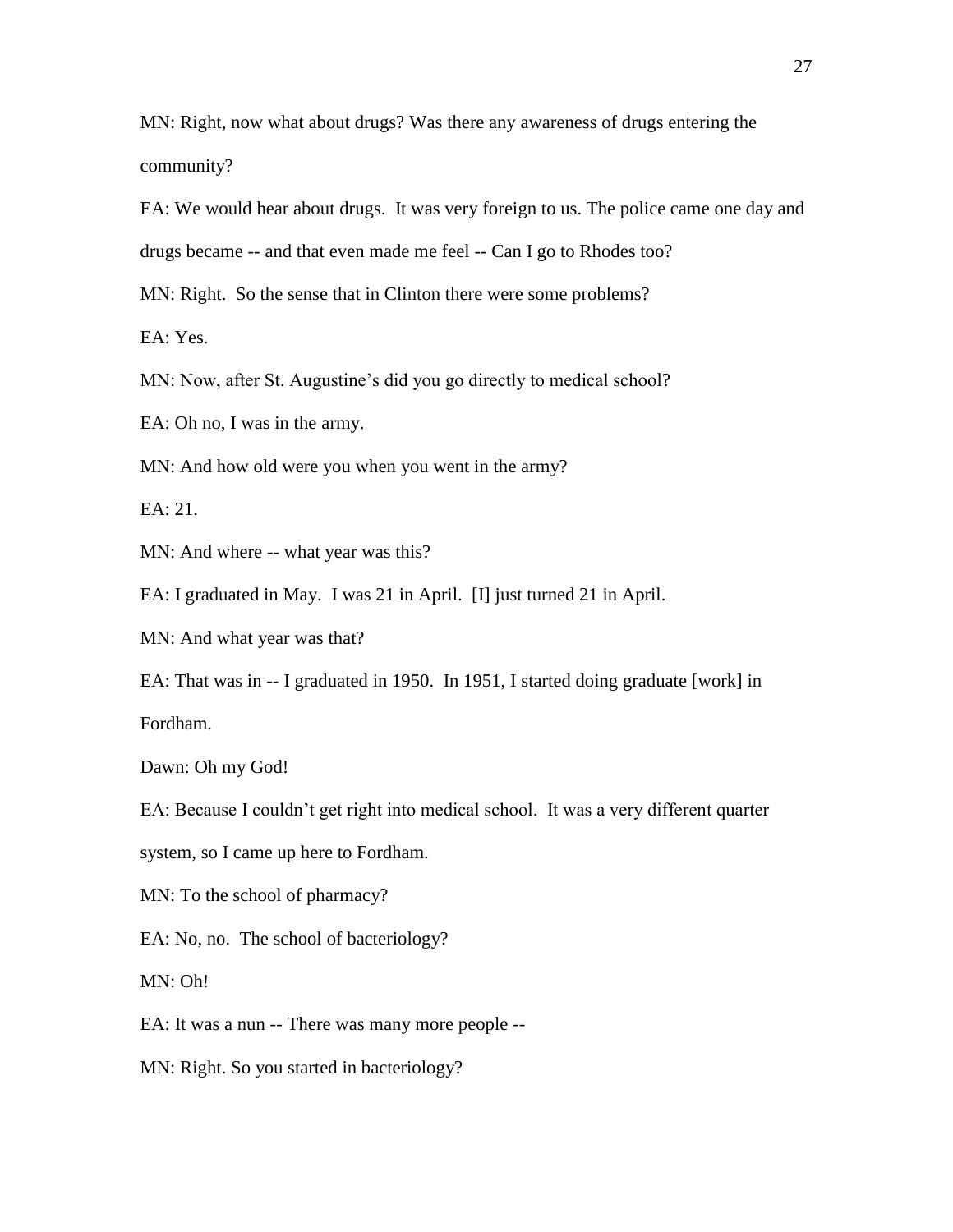MN: Right, now what about drugs? Was there any awareness of drugs entering the community?

EA: We would hear about drugs. It was very foreign to us. The police came one day and drugs became -- and that even made me feel -- Can I go to Rhodes too?

MN: Right. So the sense that in Clinton there were some problems?

EA: Yes.

MN: Now, after St. Augustine's did you go directly to medical school?

EA: Oh no, I was in the army.

MN: And how old were you when you went in the army?

EA: 21.

MN: And where -- what year was this?

EA: I graduated in May. I was 21 in April. [I] just turned 21 in April.

MN: And what year was that?

EA: That was in -- I graduated in 1950. In 1951, I started doing graduate [work] in Fordham.

Dawn: Oh my God!

EA: Because I couldn't get right into medical school. It was a very different quarter system, so I came up here to Fordham.

MN: To the school of pharmacy?

EA: No, no. The school of bacteriology?

MN: Oh!

EA: It was a nun -- There was many more people --

MN: Right. So you started in bacteriology?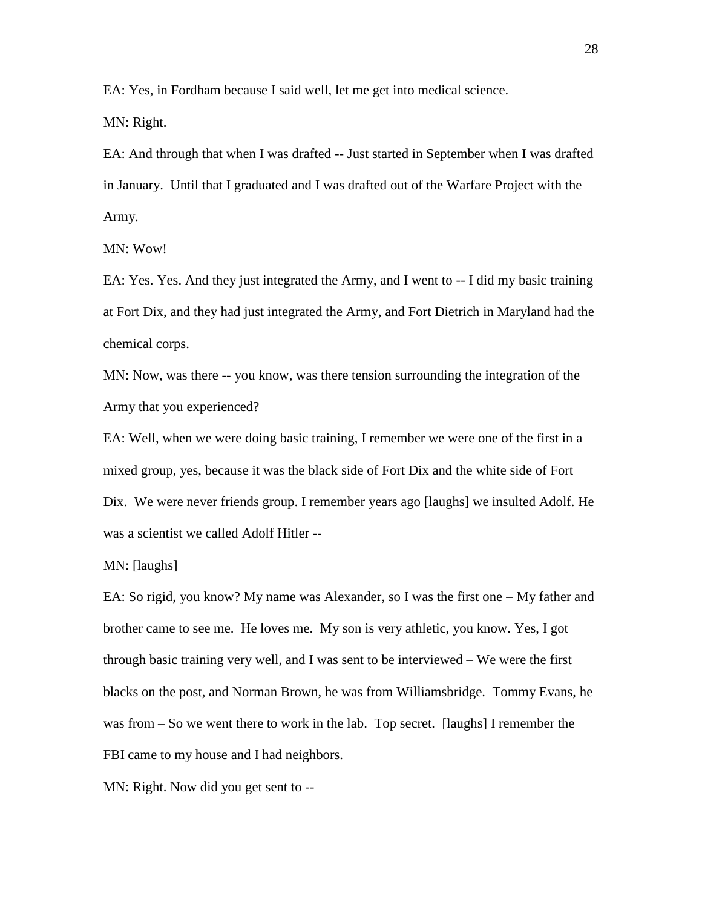EA: Yes, in Fordham because I said well, let me get into medical science.

MN: Right.

EA: And through that when I was drafted -- Just started in September when I was drafted in January. Until that I graduated and I was drafted out of the Warfare Project with the Army.

MN: Wow!

EA: Yes. Yes. And they just integrated the Army, and I went to -- I did my basic training at Fort Dix, and they had just integrated the Army, and Fort Dietrich in Maryland had the chemical corps.

MN: Now, was there -- you know, was there tension surrounding the integration of the Army that you experienced?

EA: Well, when we were doing basic training, I remember we were one of the first in a mixed group, yes, because it was the black side of Fort Dix and the white side of Fort Dix. We were never friends group. I remember years ago [laughs] we insulted Adolf. He was a scientist we called Adolf Hitler --

MN: [laughs]

EA: So rigid, you know? My name was Alexander, so I was the first one – My father and brother came to see me. He loves me. My son is very athletic, you know. Yes, I got through basic training very well, and I was sent to be interviewed – We were the first blacks on the post, and Norman Brown, he was from Williamsbridge. Tommy Evans, he was from – So we went there to work in the lab. Top secret. [laughs] I remember the FBI came to my house and I had neighbors.

MN: Right. Now did you get sent to --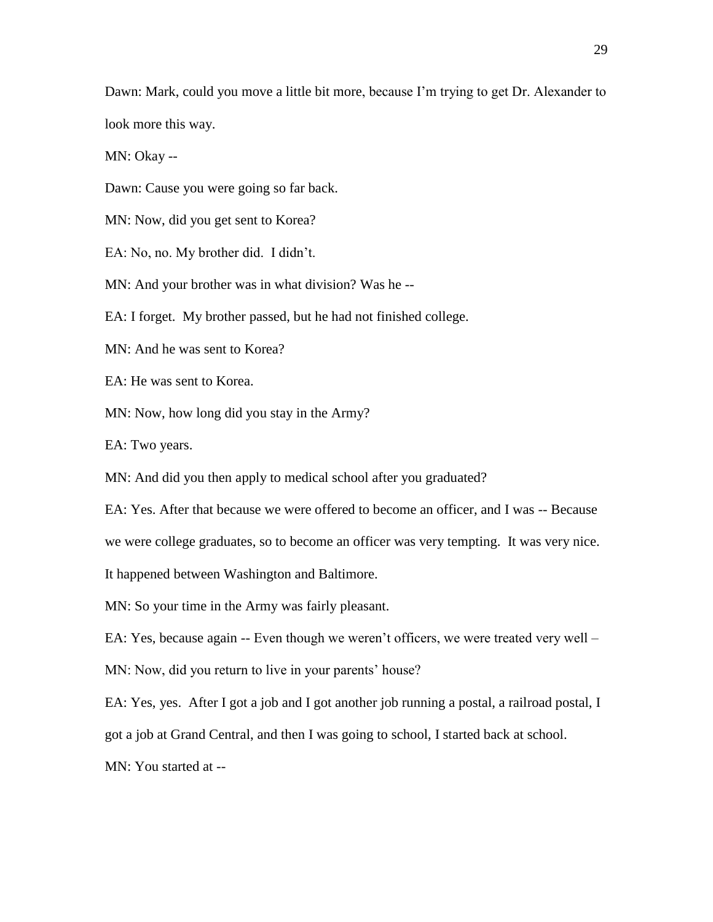Dawn: Mark, could you move a little bit more, because I'm trying to get Dr. Alexander to look more this way.

MN: Okay --

Dawn: Cause you were going so far back.

MN: Now, did you get sent to Korea?

EA: No, no. My brother did. I didn't.

MN: And your brother was in what division? Was he --

EA: I forget. My brother passed, but he had not finished college.

MN: And he was sent to Korea?

EA: He was sent to Korea.

MN: Now, how long did you stay in the Army?

EA: Two years.

MN: And did you then apply to medical school after you graduated?

EA: Yes. After that because we were offered to become an officer, and I was -- Because we were college graduates, so to become an officer was very tempting. It was very nice. It happened between Washington and Baltimore.

MN: So your time in the Army was fairly pleasant.

EA: Yes, because again -- Even though we weren't officers, we were treated very well –

MN: Now, did you return to live in your parents' house?

EA: Yes, yes. After I got a job and I got another job running a postal, a railroad postal, I got a job at Grand Central, and then I was going to school, I started back at school.

MN: You started at --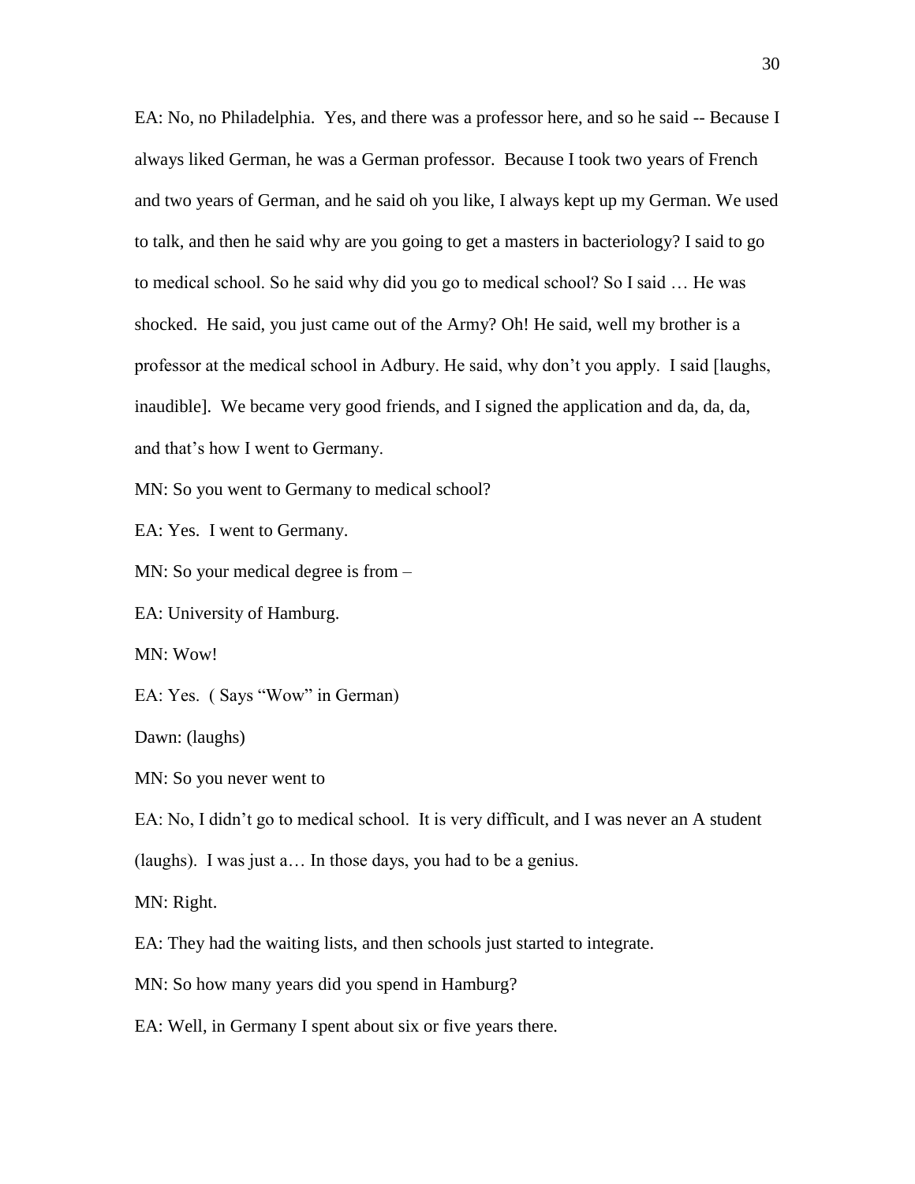EA: No, no Philadelphia. Yes, and there was a professor here, and so he said -- Because I always liked German, he was a German professor. Because I took two years of French and two years of German, and he said oh you like, I always kept up my German. We used to talk, and then he said why are you going to get a masters in bacteriology? I said to go to medical school. So he said why did you go to medical school? So I said … He was shocked. He said, you just came out of the Army? Oh! He said, well my brother is a professor at the medical school in Adbury. He said, why don't you apply. I said [laughs, inaudible]. We became very good friends, and I signed the application and da, da, da, and that's how I went to Germany.

MN: So you went to Germany to medical school?

EA: Yes. I went to Germany.

MN: So your medical degree is from –

EA: University of Hamburg.

MN: Wow!

EA: Yes. ( Says "Wow" in German)

Dawn: (laughs)

MN: So you never went to

EA: No, I didn't go to medical school. It is very difficult, and I was never an A student (laughs). I was just a… In those days, you had to be a genius.

MN: Right.

EA: They had the waiting lists, and then schools just started to integrate.

MN: So how many years did you spend in Hamburg?

EA: Well, in Germany I spent about six or five years there.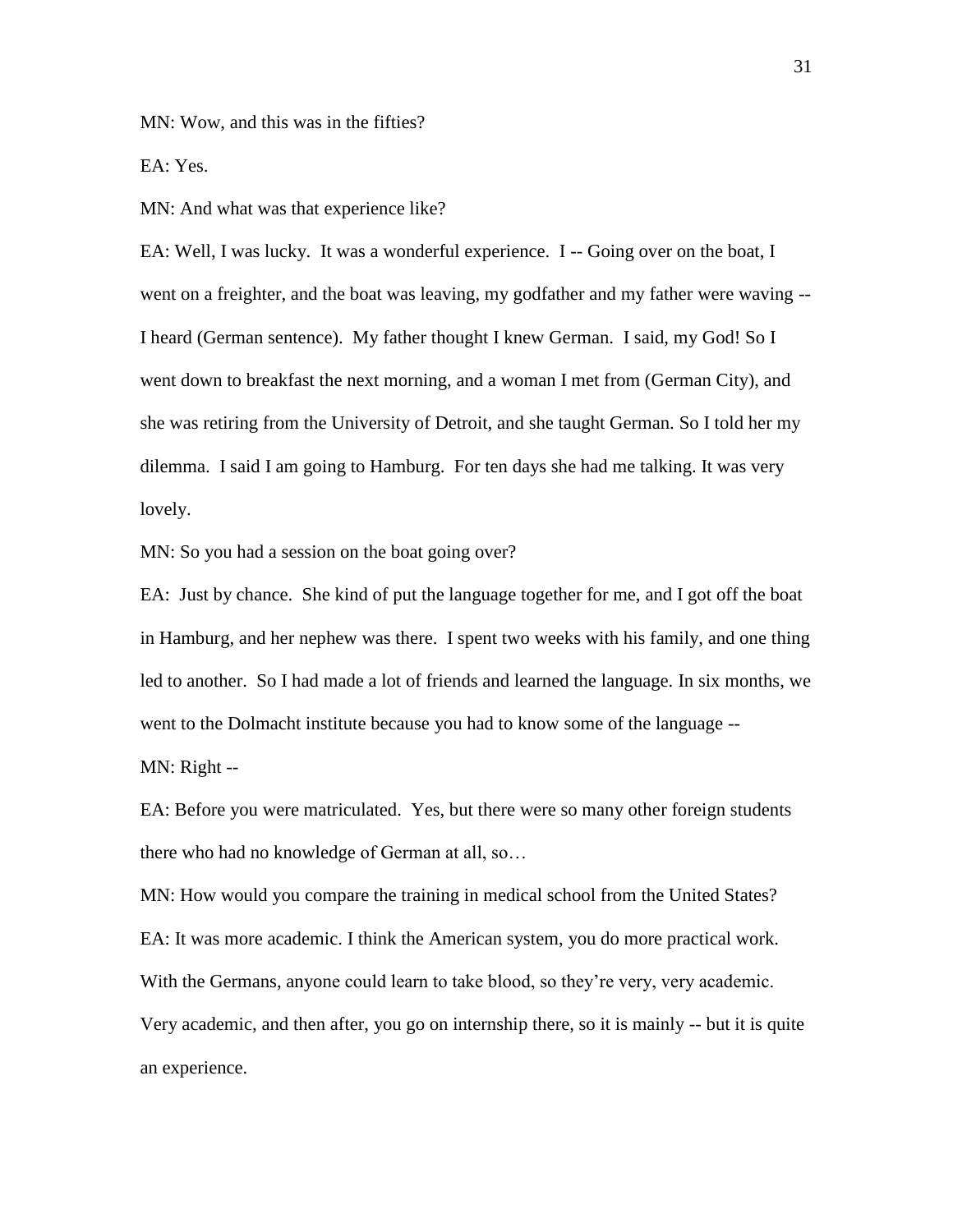MN: Wow, and this was in the fifties?

EA: Yes.

MN: And what was that experience like?

EA: Well, I was lucky. It was a wonderful experience. I -- Going over on the boat, I went on a freighter, and the boat was leaving, my godfather and my father were waving -- I heard (German sentence). My father thought I knew German. I said, my God! So I went down to breakfast the next morning, and a woman I met from (German City), and she was retiring from the University of Detroit, and she taught German. So I told her my dilemma. I said I am going to Hamburg. For ten days she had me talking. It was very lovely.

MN: So you had a session on the boat going over?

EA: Just by chance. She kind of put the language together for me, and I got off the boat in Hamburg, and her nephew was there. I spent two weeks with his family, and one thing led to another. So I had made a lot of friends and learned the language. In six months, we went to the Dolmacht institute because you had to know some of the language --

MN: Right --

EA: Before you were matriculated. Yes, but there were so many other foreign students there who had no knowledge of German at all, so…

MN: How would you compare the training in medical school from the United States?

EA: It was more academic. I think the American system, you do more practical work. With the Germans, anyone could learn to take blood, so they're very, very academic. Very academic, and then after, you go on internship there, so it is mainly -- but it is quite an experience.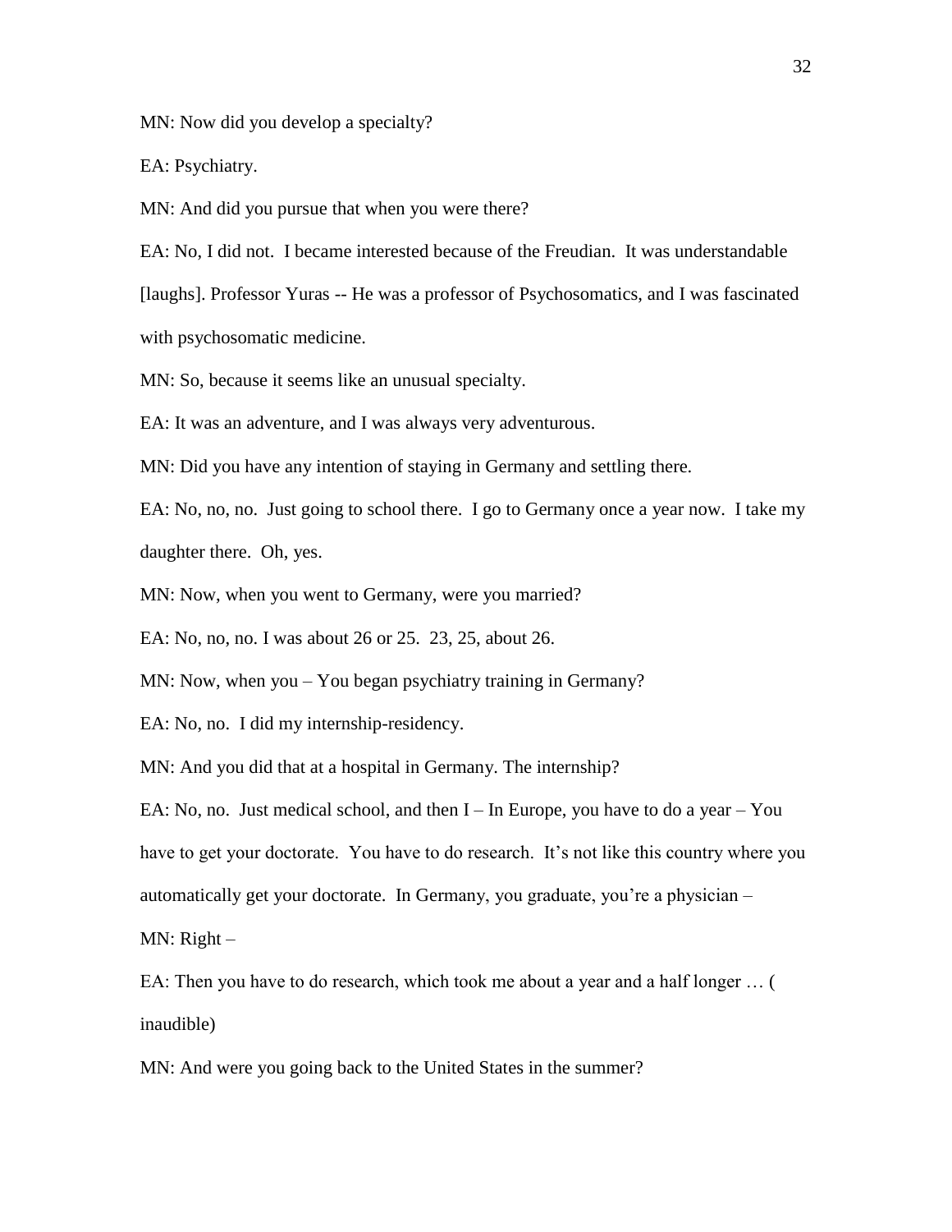MN: Now did you develop a specialty?

EA: Psychiatry.

MN: And did you pursue that when you were there?

EA: No, I did not. I became interested because of the Freudian. It was understandable [laughs]. Professor Yuras -- He was a professor of Psychosomatics, and I was fascinated with psychosomatic medicine.

MN: So, because it seems like an unusual specialty.

EA: It was an adventure, and I was always very adventurous.

MN: Did you have any intention of staying in Germany and settling there.

EA: No, no, no. Just going to school there. I go to Germany once a year now. I take my daughter there. Oh, yes.

MN: Now, when you went to Germany, were you married?

EA: No, no, no. I was about 26 or 25. 23, 25, about 26.

MN: Now, when you – You began psychiatry training in Germany?

EA: No, no. I did my internship-residency.

MN: And you did that at a hospital in Germany. The internship?

EA: No, no. Just medical school, and then I – In Europe, you have to do a year – You have to get your doctorate. You have to do research. It's not like this country where you automatically get your doctorate. In Germany, you graduate, you're a physician –

MN: Right –

EA: Then you have to do research, which took me about a year and a half longer … ( inaudible)

MN: And were you going back to the United States in the summer?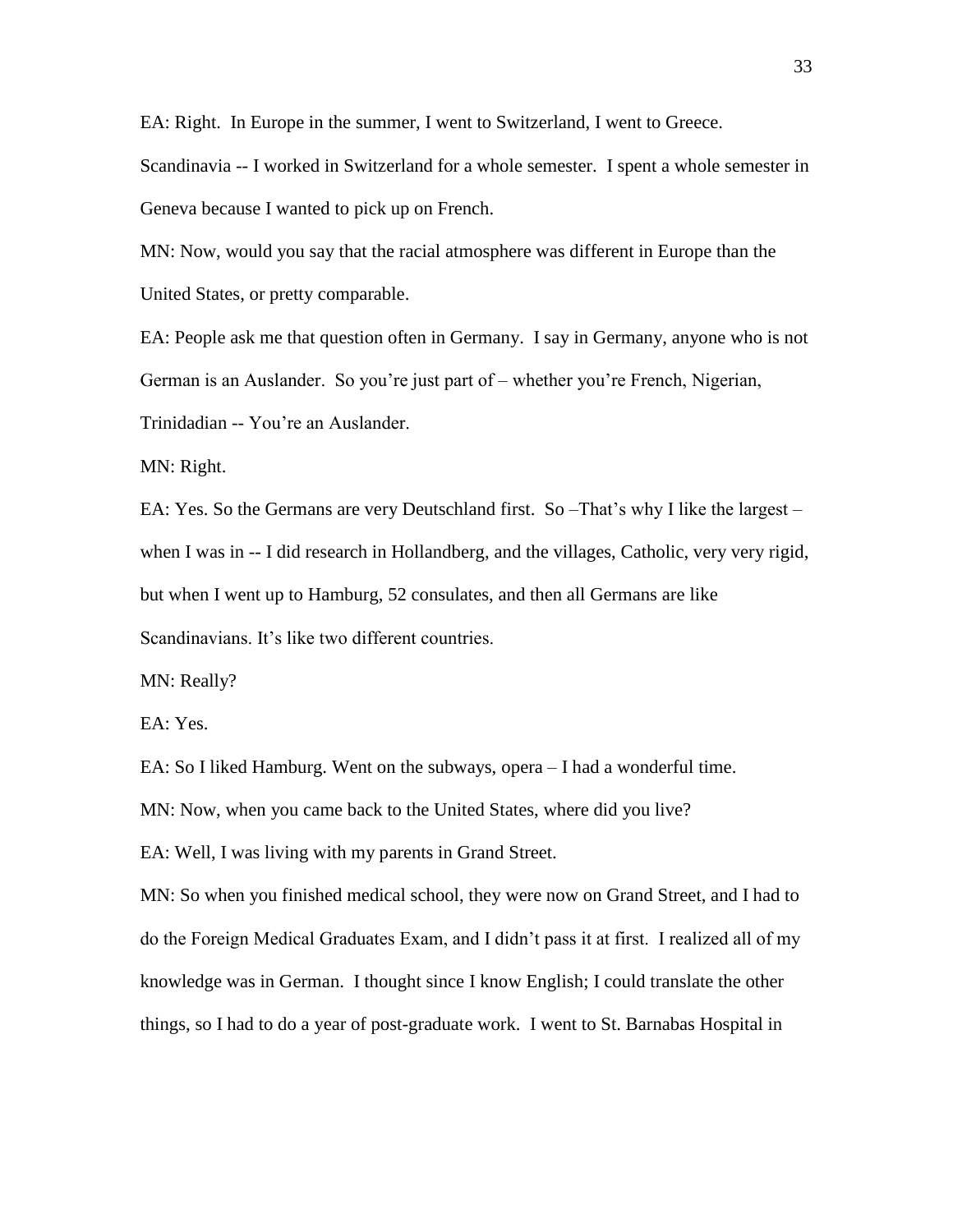EA: Right. In Europe in the summer, I went to Switzerland, I went to Greece. Scandinavia -- I worked in Switzerland for a whole semester. I spent a whole semester in Geneva because I wanted to pick up on French.

MN: Now, would you say that the racial atmosphere was different in Europe than the United States, or pretty comparable.

EA: People ask me that question often in Germany. I say in Germany, anyone who is not German is an Auslander. So you're just part of – whether you're French, Nigerian, Trinidadian -- You're an Auslander.

MN: Right.

EA: Yes. So the Germans are very Deutschland first. So –That's why I like the largest – when I was in -- I did research in Hollandberg, and the villages, Catholic, very very rigid, but when I went up to Hamburg, 52 consulates, and then all Germans are like Scandinavians. It's like two different countries.

MN: Really?

EA: Yes.

EA: So I liked Hamburg. Went on the subways, opera – I had a wonderful time.

MN: Now, when you came back to the United States, where did you live?

EA: Well, I was living with my parents in Grand Street.

MN: So when you finished medical school, they were now on Grand Street, and I had to do the Foreign Medical Graduates Exam, and I didn't pass it at first. I realized all of my knowledge was in German. I thought since I know English; I could translate the other things, so I had to do a year of post-graduate work. I went to St. Barnabas Hospital in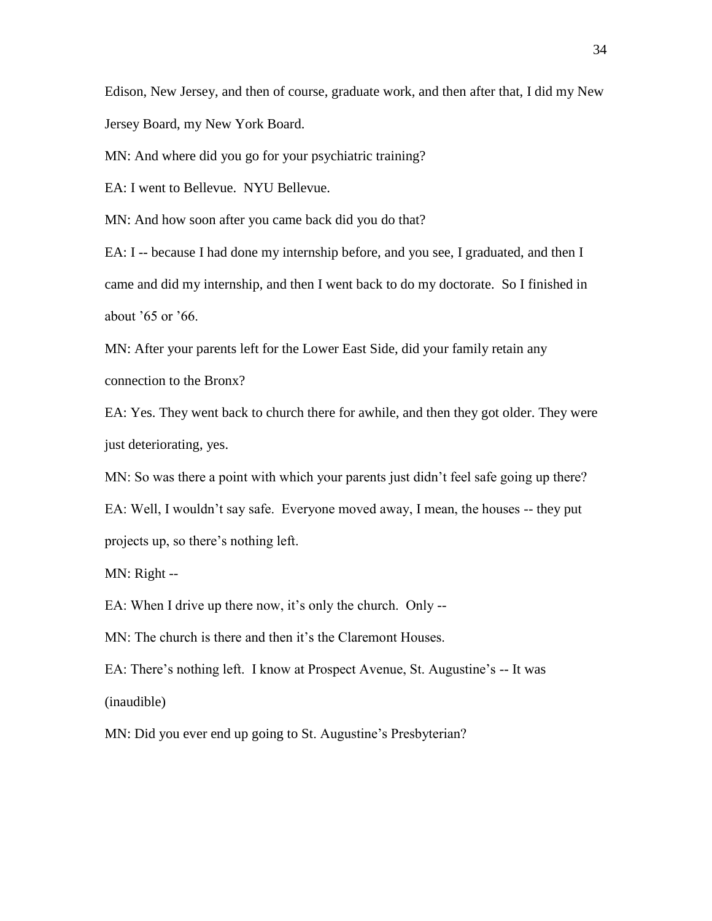Edison, New Jersey, and then of course, graduate work, and then after that, I did my New Jersey Board, my New York Board.

MN: And where did you go for your psychiatric training?

EA: I went to Bellevue. NYU Bellevue.

MN: And how soon after you came back did you do that?

EA: I -- because I had done my internship before, and you see, I graduated, and then I came and did my internship, and then I went back to do my doctorate. So I finished in about '65 or '66.

MN: After your parents left for the Lower East Side, did your family retain any connection to the Bronx?

EA: Yes. They went back to church there for awhile, and then they got older. They were just deteriorating, yes.

MN: So was there a point with which your parents just didn't feel safe going up there?

EA: Well, I wouldn't say safe. Everyone moved away, I mean, the houses -- they put projects up, so there's nothing left.

MN: Right --

EA: When I drive up there now, it's only the church. Only --

MN: The church is there and then it's the Claremont Houses.

EA: There's nothing left. I know at Prospect Avenue, St. Augustine's -- It was (inaudible)

MN: Did you ever end up going to St. Augustine's Presbyterian?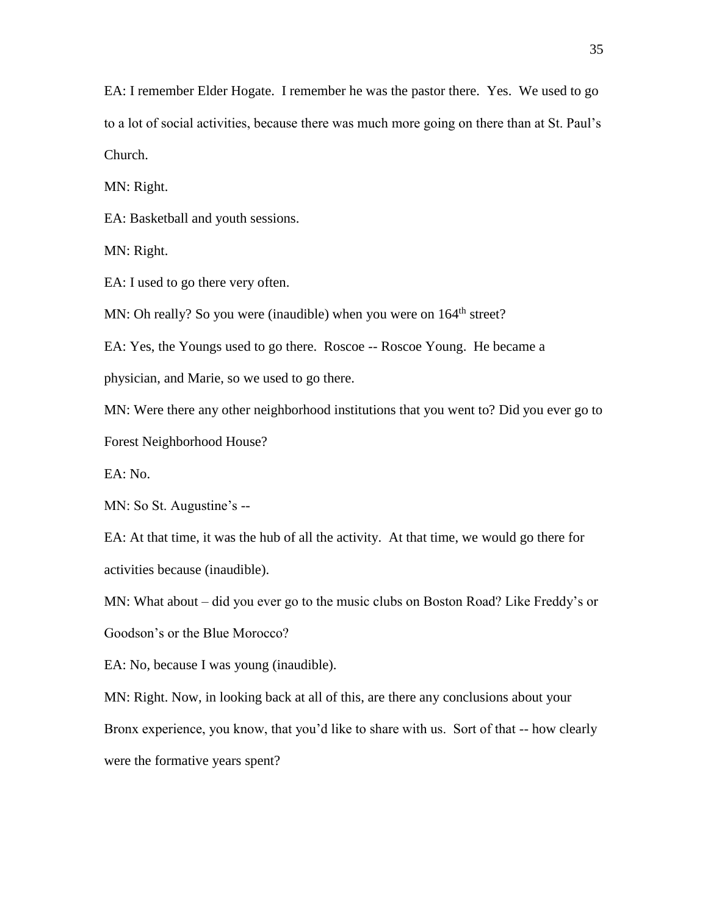EA: I remember Elder Hogate. I remember he was the pastor there. Yes. We used to go to a lot of social activities, because there was much more going on there than at St. Paul's Church.

MN: Right.

EA: Basketball and youth sessions.

MN: Right.

EA: I used to go there very often.

MN: Oh really? So you were (inaudible) when you were on 164th street?

EA: Yes, the Youngs used to go there. Roscoe -- Roscoe Young. He became a physician, and Marie, so we used to go there.

MN: Were there any other neighborhood institutions that you went to? Did you ever go to Forest Neighborhood House?

EA: No.

MN: So St. Augustine's --

EA: At that time, it was the hub of all the activity. At that time, we would go there for activities because (inaudible).

MN: What about – did you ever go to the music clubs on Boston Road? Like Freddy's or Goodson's or the Blue Morocco?

EA: No, because I was young (inaudible).

MN: Right. Now, in looking back at all of this, are there any conclusions about your Bronx experience, you know, that you'd like to share with us. Sort of that -- how clearly were the formative years spent?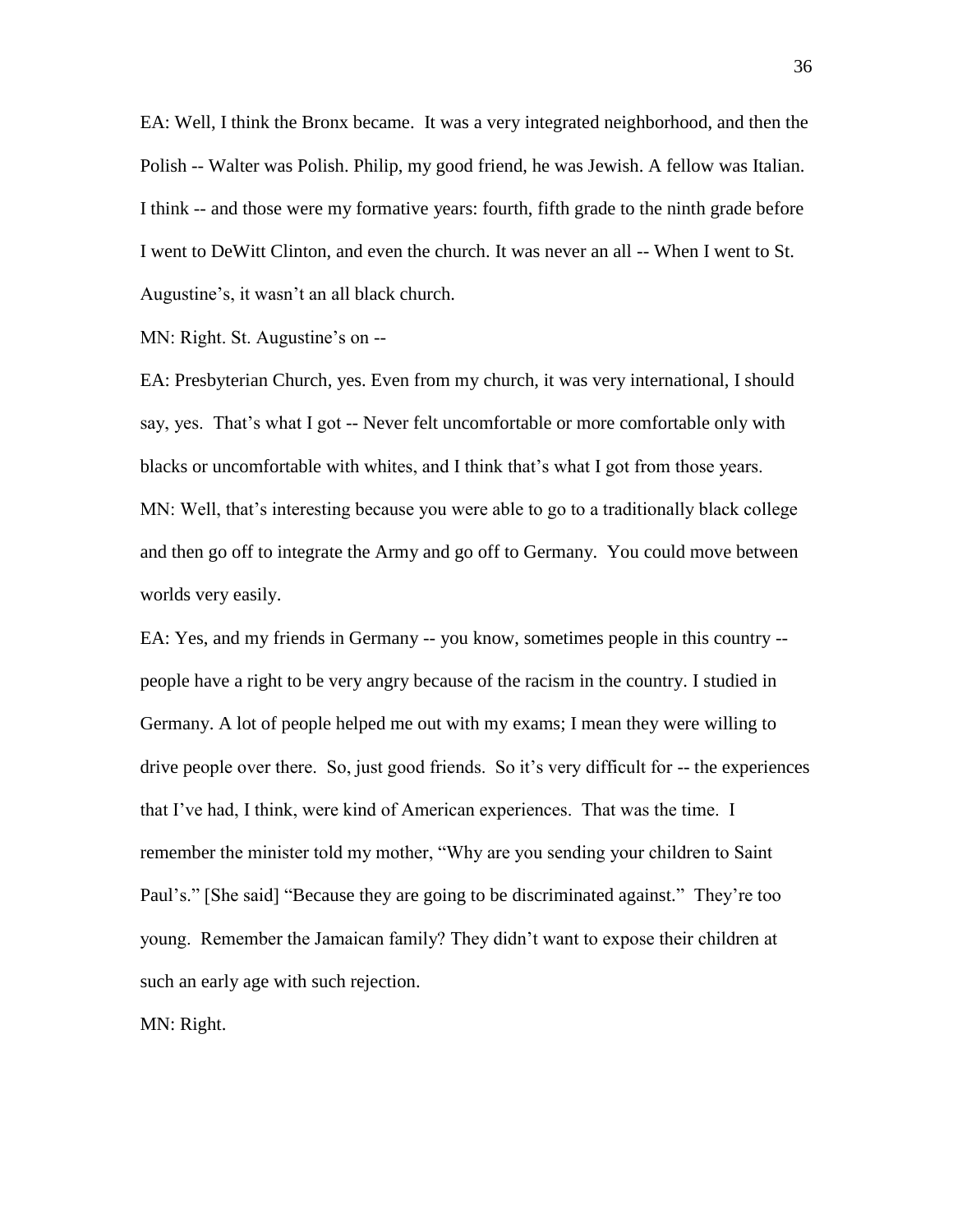EA: Well, I think the Bronx became. It was a very integrated neighborhood, and then the Polish -- Walter was Polish. Philip, my good friend, he was Jewish. A fellow was Italian. I think -- and those were my formative years: fourth, fifth grade to the ninth grade before I went to DeWitt Clinton, and even the church. It was never an all -- When I went to St. Augustine's, it wasn't an all black church.

MN: Right. St. Augustine's on --

EA: Presbyterian Church, yes. Even from my church, it was very international, I should say, yes. That's what I got -- Never felt uncomfortable or more comfortable only with blacks or uncomfortable with whites, and I think that's what I got from those years.

MN: Well, that's interesting because you were able to go to a traditionally black college and then go off to integrate the Army and go off to Germany. You could move between worlds very easily.

EA: Yes, and my friends in Germany -- you know, sometimes people in this country -- people have a right to be very angry because of the racism in the country. I studied in Germany. A lot of people helped me out with my exams; I mean they were willing to drive people over there. So, just good friends. So it's very difficult for -- the experiences that I've had, I think, were kind of American experiences. That was the time. I remember the minister told my mother, "Why are you sending your children to Saint Paul's." [She said] "Because they are going to be discriminated against." They're too young. Remember the Jamaican family? They didn't want to expose their children at such an early age with such rejection.

MN: Right.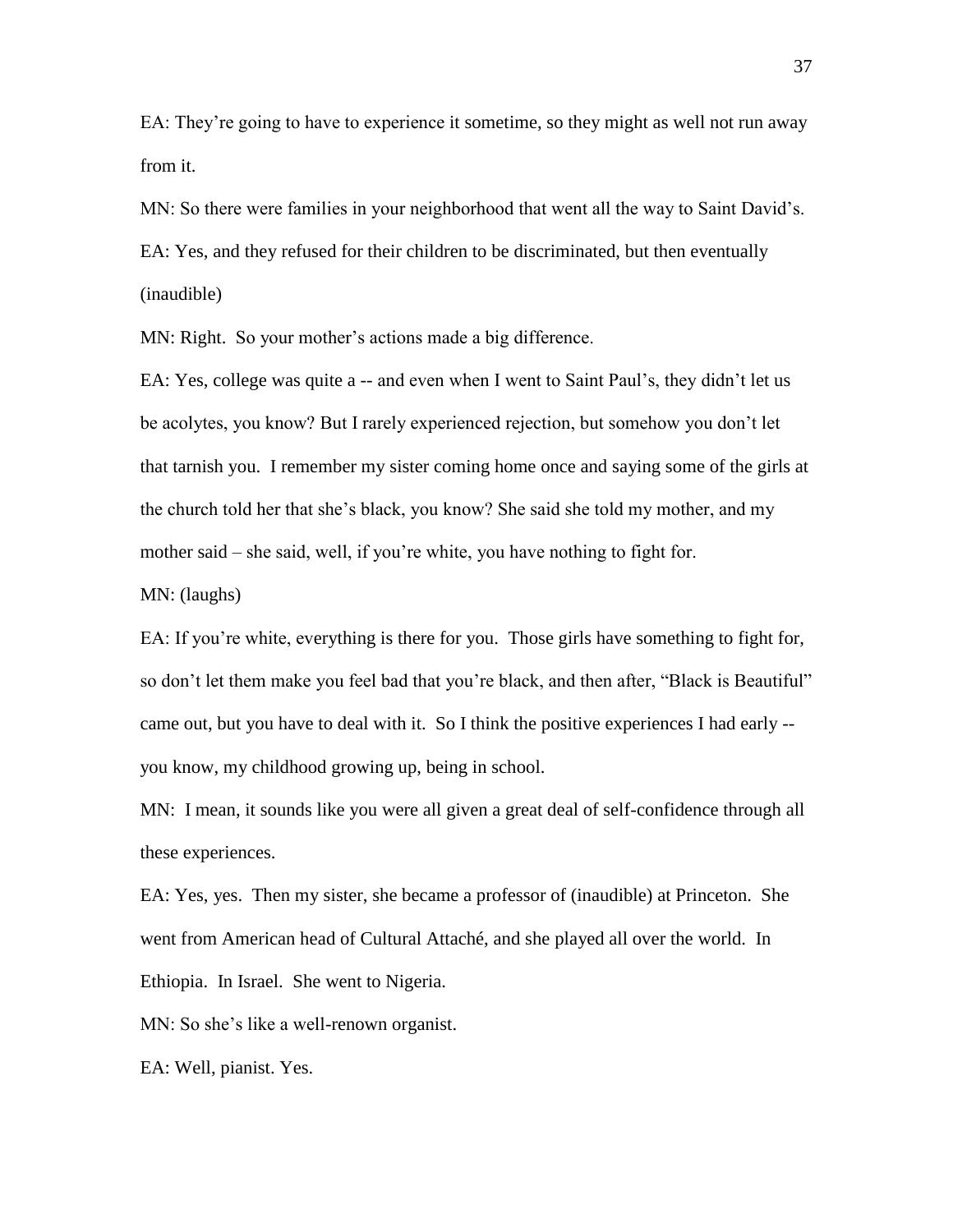EA: They're going to have to experience it sometime, so they might as well not run away from it.

MN: So there were families in your neighborhood that went all the way to Saint David's.

EA: Yes, and they refused for their children to be discriminated, but then eventually (inaudible)

MN: Right. So your mother's actions made a big difference.

EA: Yes, college was quite a -- and even when I went to Saint Paul's, they didn't let us be acolytes, you know? But I rarely experienced rejection, but somehow you don't let that tarnish you. I remember my sister coming home once and saying some of the girls at the church told her that she's black, you know? She said she told my mother, and my mother said – she said, well, if you're white, you have nothing to fight for.

MN: (laughs)

EA: If you're white, everything is there for you. Those girls have something to fight for, so don't let them make you feel bad that you're black, and then after, "Black is Beautiful" came out, but you have to deal with it. So I think the positive experiences I had early -- you know, my childhood growing up, being in school.

MN: I mean, it sounds like you were all given a great deal of self-confidence through all these experiences.

EA: Yes, yes. Then my sister, she became a professor of (inaudible) at Princeton. She went from American head of Cultural Attaché, and she played all over the world. In Ethiopia. In Israel. She went to Nigeria.

MN: So she's like a well-renown organist.

EA: Well, pianist. Yes.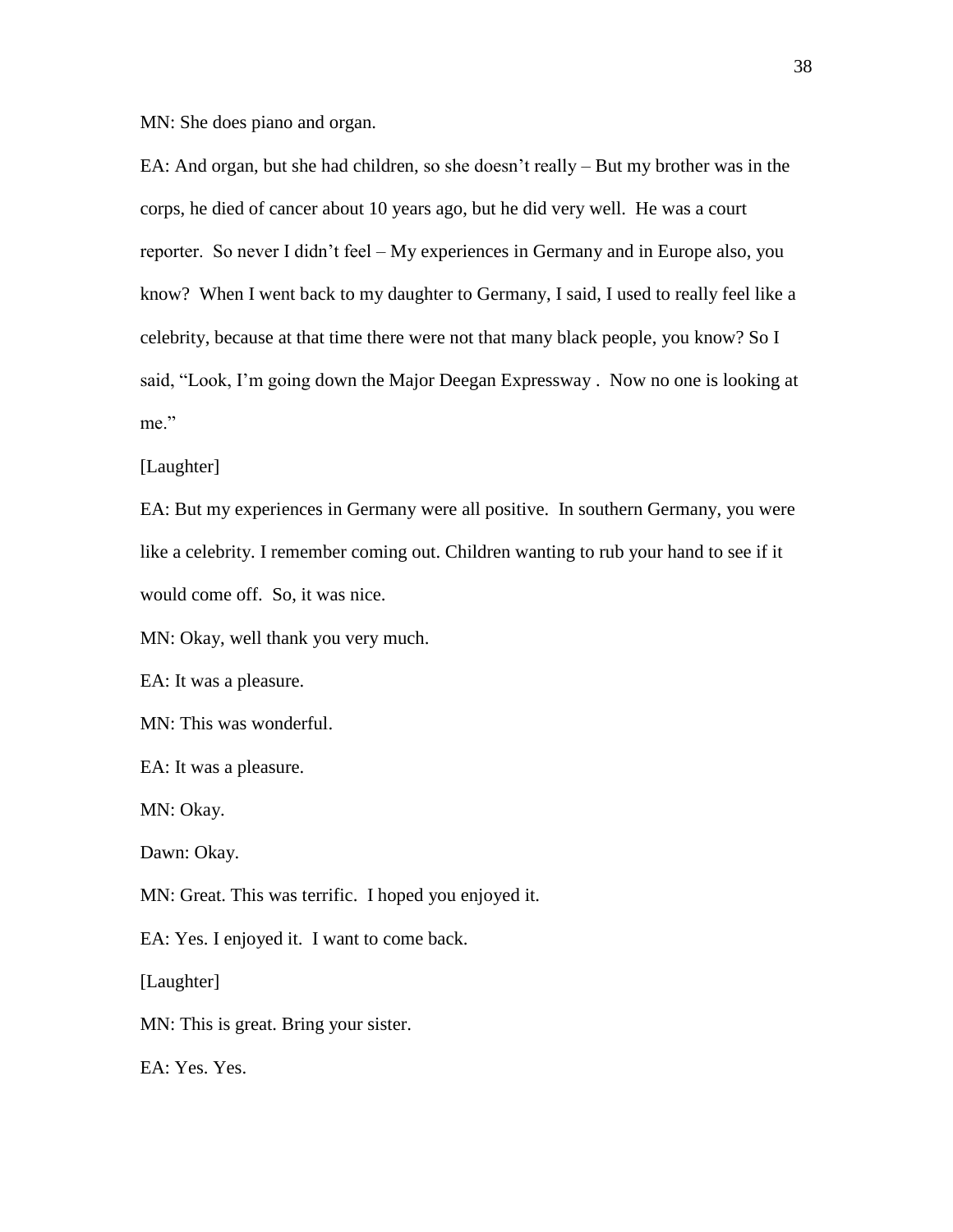MN: She does piano and organ.

EA: And organ, but she had children, so she doesn't really – But my brother was in the corps, he died of cancer about 10 years ago, but he did very well. He was a court reporter. So never I didn't feel – My experiences in Germany and in Europe also, you know? When I went back to my daughter to Germany, I said, I used to really feel like a celebrity, because at that time there were not that many black people, you know? So I said, "Look, I'm going down the Major Deegan Expressway . Now no one is looking at me."

[Laughter]

EA: But my experiences in Germany were all positive. In southern Germany, you were like a celebrity. I remember coming out. Children wanting to rub your hand to see if it would come off. So, it was nice.

MN: Okay, well thank you very much.

EA: It was a pleasure.

MN: This was wonderful.

EA: It was a pleasure.

MN: Okay.

Dawn: Okay.

MN: Great. This was terrific. I hoped you enjoyed it.

EA: Yes. I enjoyed it. I want to come back.

[Laughter]

MN: This is great. Bring your sister.

EA: Yes. Yes.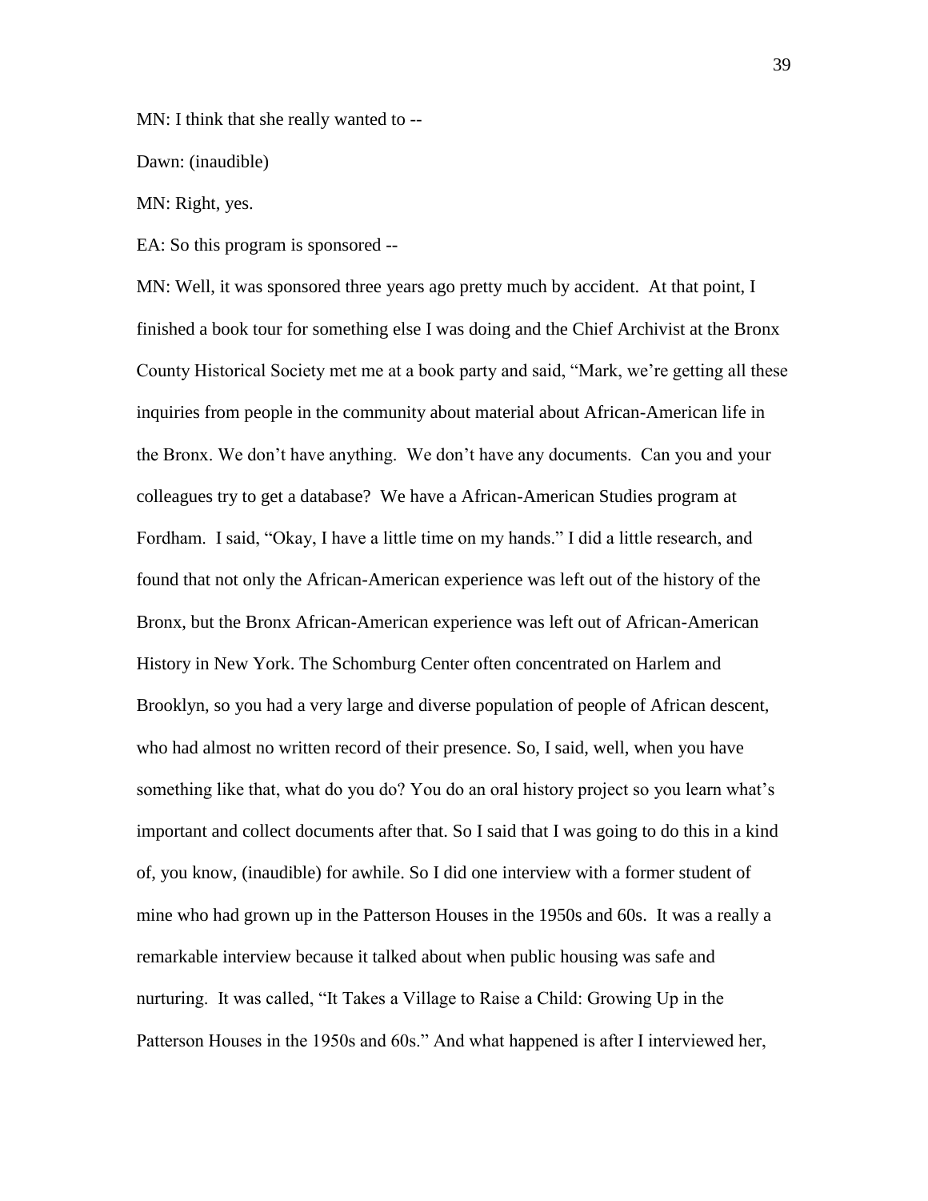MN: I think that she really wanted to --

Dawn: (inaudible)

MN: Right, yes.

EA: So this program is sponsored --

MN: Well, it was sponsored three years ago pretty much by accident. At that point, I finished a book tour for something else I was doing and the Chief Archivist at the Bronx County Historical Society met me at a book party and said, "Mark, we're getting all these inquiries from people in the community about material about African-American life in the Bronx. We don't have anything. We don't have any documents. Can you and your colleagues try to get a database? We have a African-American Studies program at Fordham. I said, "Okay, I have a little time on my hands." I did a little research, and found that not only the African-American experience was left out of the history of the Bronx, but the Bronx African-American experience was left out of African-American History in New York. The Schomburg Center often concentrated on Harlem and Brooklyn, so you had a very large and diverse population of people of African descent, who had almost no written record of their presence. So, I said, well, when you have something like that, what do you do? You do an oral history project so you learn what's important and collect documents after that. So I said that I was going to do this in a kind of, you know, (inaudible) for awhile. So I did one interview with a former student of mine who had grown up in the Patterson Houses in the 1950s and 60s. It was a really a remarkable interview because it talked about when public housing was safe and nurturing. It was called, "It Takes a Village to Raise a Child: Growing Up in the Patterson Houses in the 1950s and 60s." And what happened is after I interviewed her,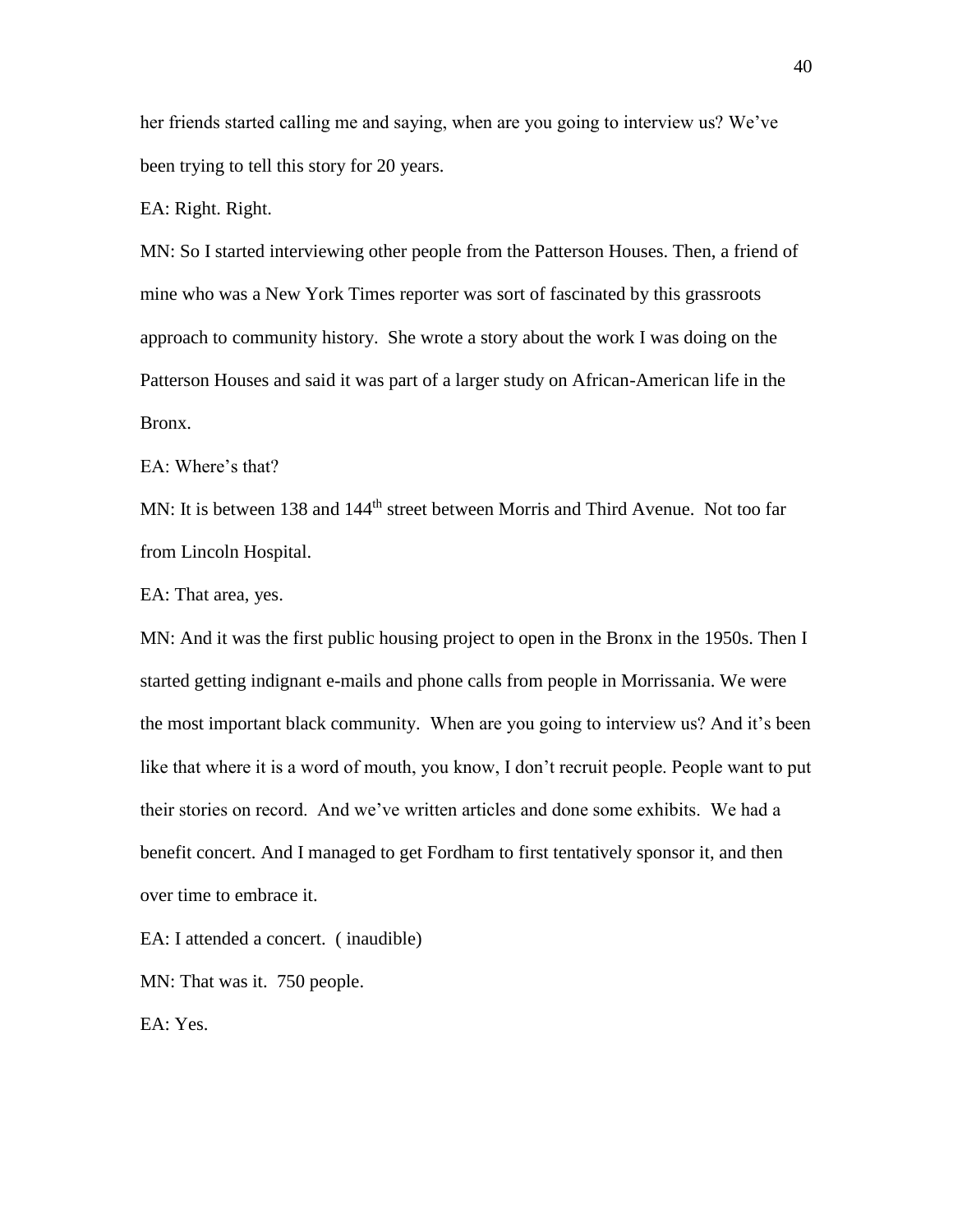her friends started calling me and saying, when are you going to interview us? We've been trying to tell this story for 20 years.

EA: Right. Right.

MN: So I started interviewing other people from the Patterson Houses. Then, a friend of mine who was a New York Times reporter was sort of fascinated by this grassroots approach to community history. She wrote a story about the work I was doing on the Patterson Houses and said it was part of a larger study on African-American life in the Bronx.

EA: Where's that?

MN: It is between 138 and 144th street between Morris and Third Avenue. Not too far from Lincoln Hospital.

EA: That area, yes.

MN: And it was the first public housing project to open in the Bronx in the 1950s. Then I started getting indignant e-mails and phone calls from people in Morrissania. We were the most important black community. When are you going to interview us? And it's been like that where it is a word of mouth, you know, I don't recruit people. People want to put their stories on record. And we've written articles and done some exhibits. We had a benefit concert. And I managed to get Fordham to first tentatively sponsor it, and then over time to embrace it.

EA: I attended a concert. ( inaudible)

MN: That was it. 750 people.

EA: Yes.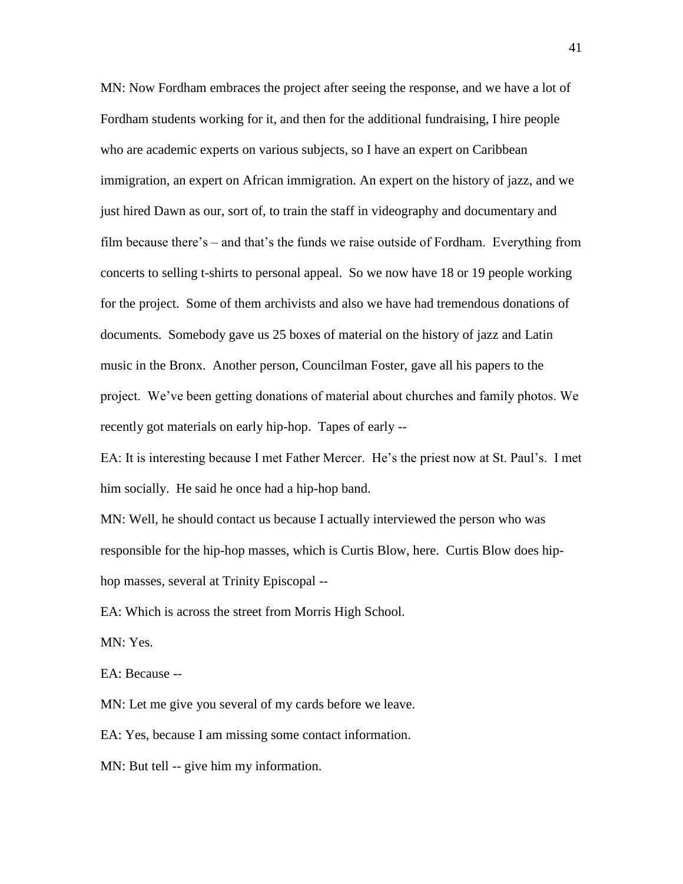MN: Now Fordham embraces the project after seeing the response, and we have a lot of Fordham students working for it, and then for the additional fundraising, I hire people who are academic experts on various subjects, so I have an expert on Caribbean immigration, an expert on African immigration. An expert on the history of jazz, and we just hired Dawn as our, sort of, to train the staff in videography and documentary and film because there's – and that's the funds we raise outside of Fordham.  Everything from concerts to selling t-shirts to personal appeal.  So we now have 18 or 19 people working for the project.  Some of them archivists and also we have had tremendous donations of documents.  Somebody gave us 25 boxes of material on the history of jazz and Latin music in the Bronx.  Another person, Councilman Foster, gave all his papers to the project.  We've been getting donations of material about churches and family photos. We recently got materials on early hip-hop.  Tapes of early --

EA: It is interesting because I met Father Mercer.  He's the priest now at St. Paul's.  I met him socially.  He said he once had a hip-hop band.

MN: Well, he should contact us because I actually interviewed the person who was responsible for the hip-hop masses, which is Curtis Blow, here.  Curtis Blow does hip-hop masses, several at Trinity Episcopal --

EA: Which is across the street from Morris High School.

MN: Yes.

EA: Because --

MN: Let me give you several of my cards before we leave.

EA: Yes, because I am missing some contact information.

MN: But tell -- give him my information.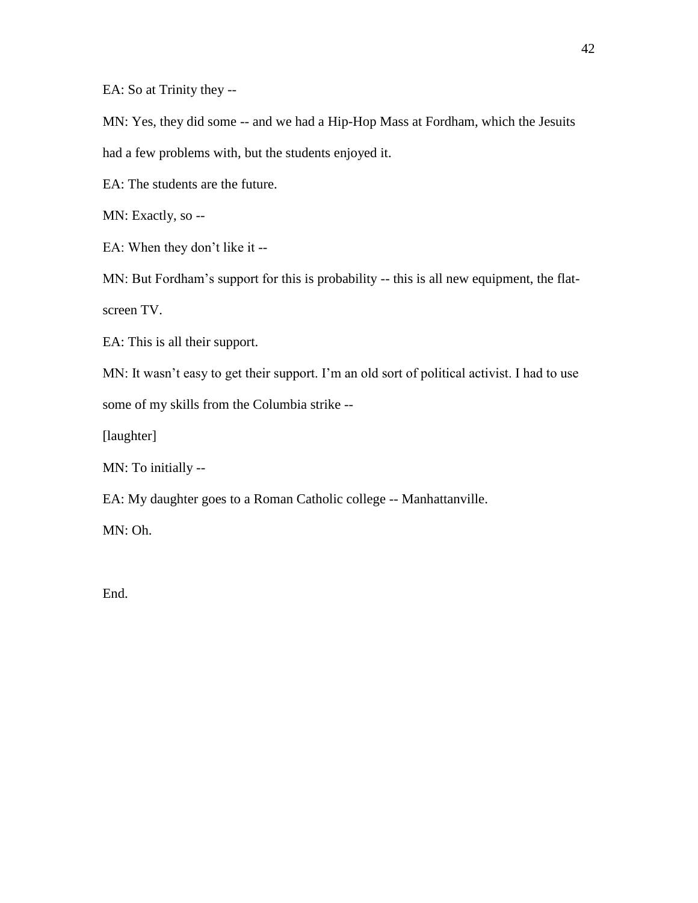EA: So at Trinity they --

MN: Yes, they did some -- and we had a Hip-Hop Mass at Fordham, which the Jesuits had a few problems with, but the students enjoyed it.

EA: The students are the future.

MN: Exactly, so --

EA: When they don't like it --

MN: But Fordham's support for this is probability -- this is all new equipment, the flat-screen TV.

EA: This is all their support.

MN: It wasn't easy to get their support. I'm an old sort of political activist. I had to use some of my skills from the Columbia strike --

[laughter]

MN: To initially --

EA: My daughter goes to a Roman Catholic college -- Manhattanville.

MN: Oh.

End.